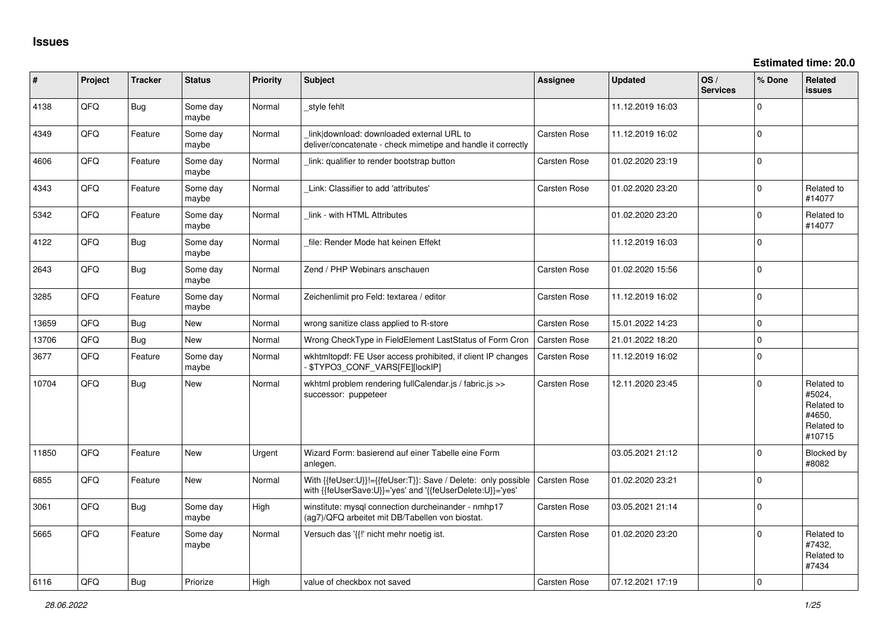# Issues

**Estimated time: 20.0**

| # | Project | Tracker | Status | Priority | Subject | Assignee | Updated | OS / Services | % Done | Related issues |
|---|---|---|---|---|---|---|---|---|---|---|
| 4138 | QFO | Bug | Some day maybe | Normal | _style fehlt | | 11.12.2019 16:03 | | 0 | |
| 4349 | QFO | Feature | Some day maybe | Normal | _link\|download: downloaded external URL to deliver/concatenate - check mimetipe and handle it correctly | Carsten Rose | 11.12.2019 16:02 | | 0 | |
| 4606 | QFO | Feature | Some day maybe | Normal | _link: qualifier to render bootstrap button | Carsten Rose | 01.02.2020 23:19 | | 0 | |
| 4343 | QFO | Feature | Some day maybe | Normal | _Link: Classifier to add 'attributes' | Carsten Rose | 01.02.2020 23:20 | | 0 | Related to #14077 |
| 5342 | QFO | Feature | Some day maybe | Normal | _link - with HTML Attributes | | 01.02.2020 23:20 | | 0 | Related to #14077 |
| 4122 | QFO | Bug | Some day maybe | Normal | _file: Render Mode hat keinen Effekt | | 11.12.2019 16:03 | | 0 | |
| 2643 | QFO | Bug | Some day maybe | Normal | Zend / PHP Webinars anschauen | Carsten Rose | 01.02.2020 15:56 | | 0 | |
| 3285 | QFO | Feature | Some day maybe | Normal | Zeichenlimit pro Feld: textarea / editor | Carsten Rose | 11.12.2019 16:02 | | 0 | |
| 13659 | QFO | Bug | New | Normal | wrong sanitize class applied to R-store | Carsten Rose | 15.01.2022 14:23 | | 0 | |
| 13706 | QFO | Bug | New | Normal | Wrong CheckType in FieldElement LastStatus of Form Cron | Carsten Rose | 21.01.2022 18:20 | | 0 | |
| 3677 | QFO | Feature | Some day maybe | Normal | wkhtmltopdf: FE User access prohibited, if client IP changes - $TYPO3_CONF_VARS[FE][lockIP] | Carsten Rose | 11.12.2019 16:02 | | 0 | |
| 10704 | QFO | Bug | New | Normal | wkhtml problem rendering fullCalendar.js / fabric.js >> successor: puppeteer | Carsten Rose | 12.11.2020 23:45 | | 0 | Related to #5024, Related to #4650, Related to #10715 |
| 11850 | QFO | Feature | New | Urgent | Wizard Form: basierend auf einer Tabelle eine Form anlegen. | | 03.05.2021 21:12 | | 0 | Blocked by #8082 |
| 6855 | QFO | Feature | New | Normal | With {{feUser:U}}!={{feUser:T}}: Save / Delete: only possible with {{feUserSave:U}}='yes' and '{{feUserDelete:U}}='yes' | Carsten Rose | 01.02.2020 23:21 | | 0 | |
| 3061 | QFO | Bug | Some day maybe | High | winstitute: mysql connection durcheinander - nmhp17 (ag7)/QFQ arbeitet mit DB/Tabellen von biostat. | Carsten Rose | 03.05.2021 21:14 | | 0 | |
| 5665 | QFO | Feature | Some day maybe | Normal | Versuch das '{{!' nicht mehr noetig ist. | Carsten Rose | 01.02.2020 23:20 | | 0 | Related to #7432, Related to #7434 |
| 6116 | QFO | Bug | Priorize | High | value of checkbox not saved | Carsten Rose | 07.12.2021 17:19 | | 0 | |

*28.06.2022*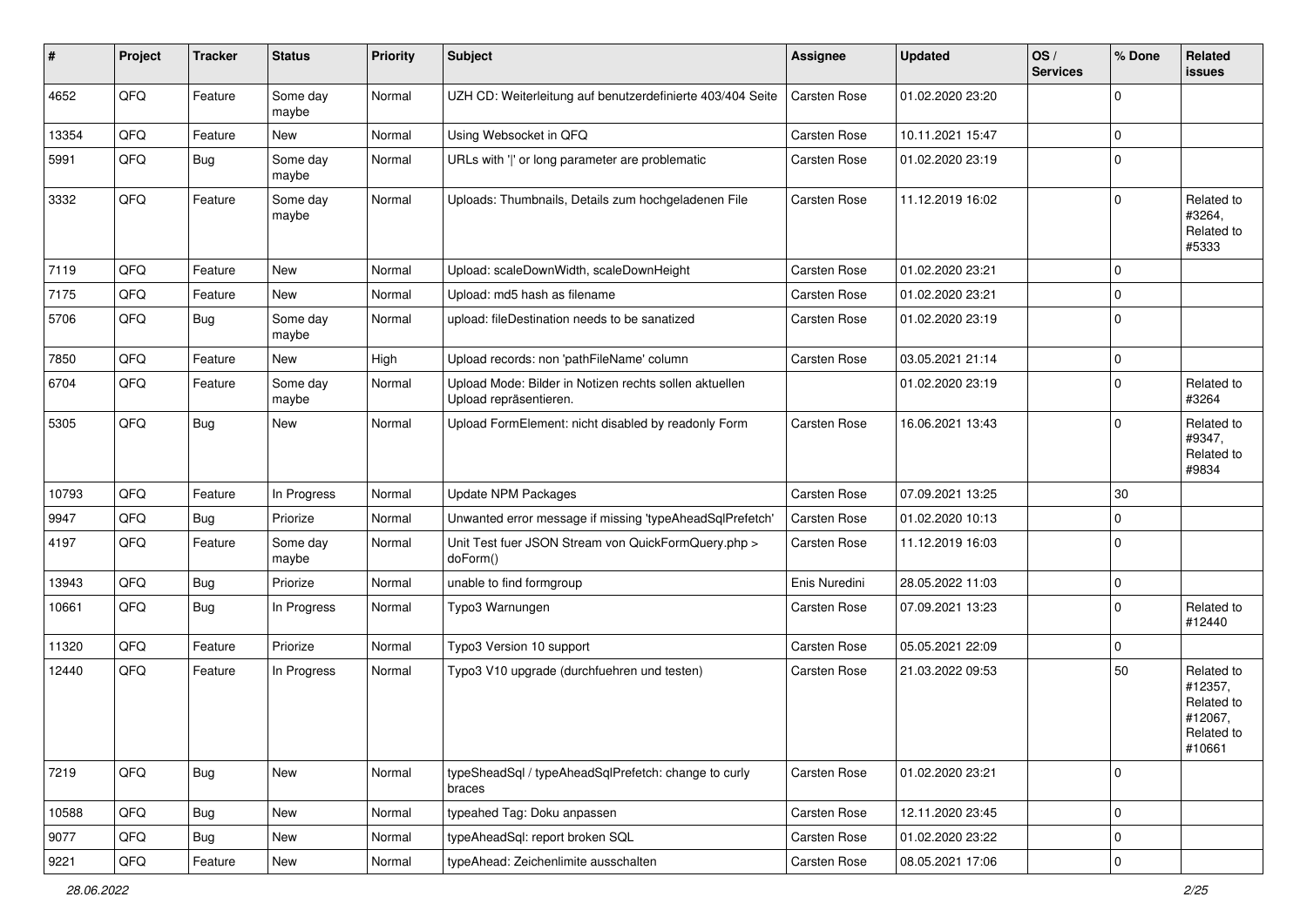| # | Project | Tracker | Status | Priority | Subject | Assignee | Updated | OS / Services | % Done | Related issues |
|---|---|---|---|---|---|---|---|---|---|---|
| 4652 | QFQ | Feature | Some day maybe | Normal | UZH CD: Weiterleitung auf benutzerdefinierte 403/404 Seite | Carsten Rose | 01.02.2020 23:20 | | 0 | |
| 13354 | QFQ | Feature | New | Normal | Using Websocket in QFQ | Carsten Rose | 10.11.2021 15:47 | | 0 | |
| 5991 | QFQ | Bug | Some day maybe | Normal | URLs with ' ' or long parameter are problematic | Carsten Rose | 01.02.2020 23:19 | | 0 | |
| 3332 | QFQ | Feature | Some day maybe | Normal | Uploads: Thumbnails, Details zum hochgeladenen File | Carsten Rose | 11.12.2019 16:02 | | 0 | Related to #3264, Related to #5333 |
| 7119 | QFQ | Feature | New | Normal | Upload: scaleDownWidth, scaleDownHeight | Carsten Rose | 01.02.2020 23:21 | | 0 | |
| 7175 | QFQ | Feature | New | Normal | Upload: md5 hash as filename | Carsten Rose | 01.02.2020 23:21 | | 0 | |
| 5706 | QFQ | Bug | Some day maybe | Normal | upload: fileDestination needs to be sanatized | Carsten Rose | 01.02.2020 23:19 | | 0 | |
| 7850 | QFQ | Feature | New | High | Upload records: non 'pathFileName' column | Carsten Rose | 03.05.2021 21:14 | | 0 | |
| 6704 | QFQ | Feature | Some day maybe | Normal | Upload Mode: Bilder in Notizen rechts sollen aktuellen Upload repräsentieren. | | 01.02.2020 23:19 | | 0 | Related to #3264 |
| 5305 | QFQ | Bug | New | Normal | Upload FormElement: nicht disabled by readonly Form | Carsten Rose | 16.06.2021 13:43 | | 0 | Related to #9347, Related to #9834 |
| 10793 | QFQ | Feature | In Progress | Normal | Update NPM Packages | Carsten Rose | 07.09.2021 13:25 | | 30 | |
| 9947 | QFQ | Bug | Priorize | Normal | Unwanted error message if missing 'typeAheadSqlPrefetch' | Carsten Rose | 01.02.2020 10:13 | | 0 | |
| 4197 | QFQ | Feature | Some day maybe | Normal | Unit Test fuer JSON Stream von QuickFormQuery.php > doForm() | Carsten Rose | 11.12.2019 16:03 | | 0 | |
| 13943 | QFQ | Bug | Priorize | Normal | unable to find formgroup | Enis Nuredini | 28.05.2022 11:03 | | 0 | |
| 10661 | QFQ | Bug | In Progress | Normal | Typo3 Warnungen | Carsten Rose | 07.09.2021 13:23 | | 0 | Related to #12440 |
| 11320 | QFQ | Feature | Priorize | Normal | Typo3 Version 10 support | Carsten Rose | 05.05.2021 22:09 | | 0 | |
| 12440 | QFQ | Feature | In Progress | Normal | Typo3 V10 upgrade (durchfuehren und testen) | Carsten Rose | 21.03.2022 09:53 | | 50 | Related to #12357, Related to #12067, Related to #10661 |
| 7219 | QFQ | Bug | New | Normal | typeSheadSql / typeAheadSqlPrefetch: change to curly braces | Carsten Rose | 01.02.2020 23:21 | | 0 | |
| 10588 | QFQ | Bug | New | Normal | typeahed Tag: Doku anpassen | Carsten Rose | 12.11.2020 23:45 | | 0 | |
| 9077 | QFQ | Bug | New | Normal | typeAheadSql: report broken SQL | Carsten Rose | 01.02.2020 23:22 | | 0 | |
| 9221 | QFQ | Feature | New | Normal | typeAhead: Zeichenlimite ausschalten | Carsten Rose | 08.05.2021 17:06 | | 0 | |

*28.06.2022*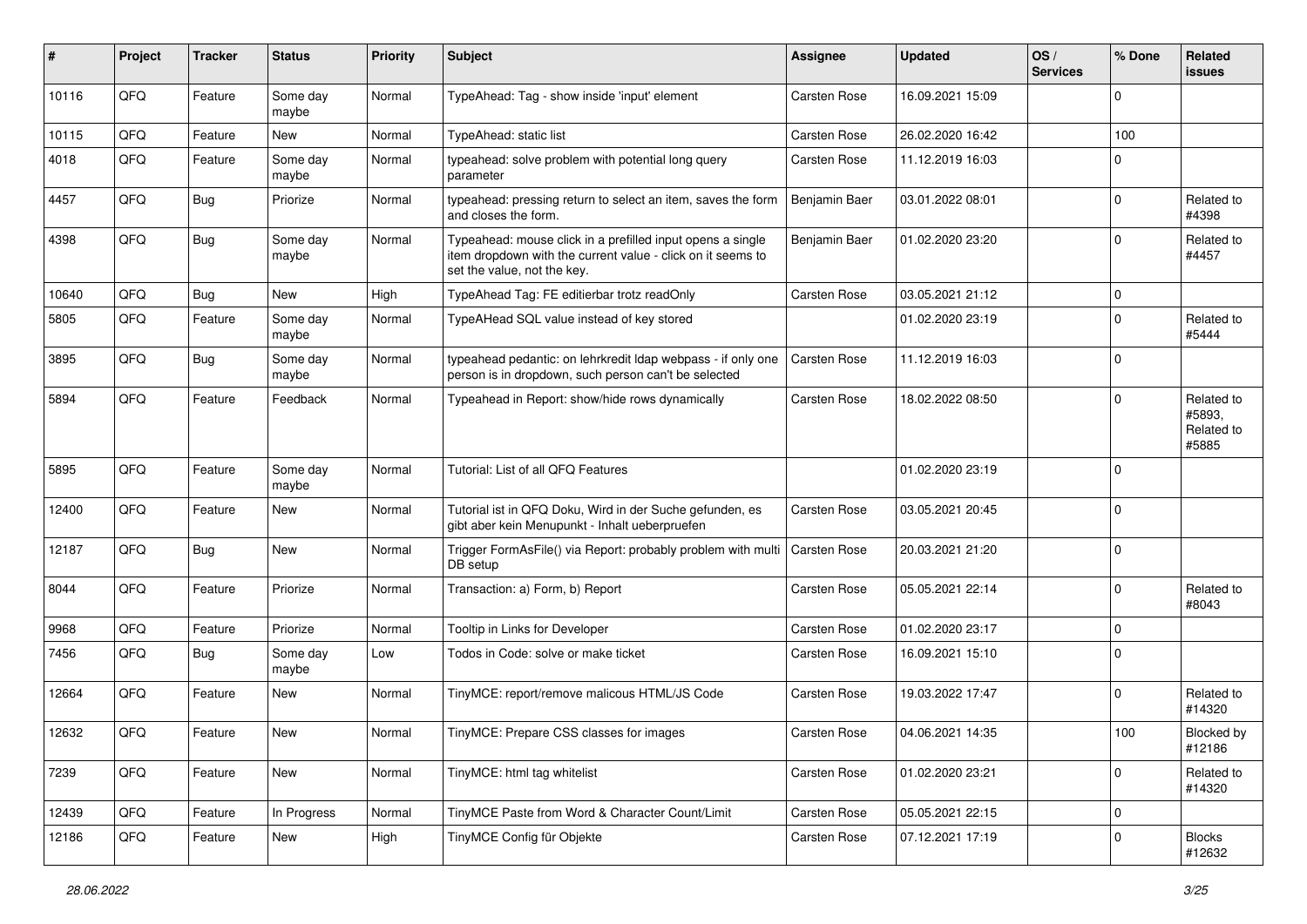| # | Project | Tracker | Status | Priority | Subject | Assignee | Updated | OS / Services | % Done | Related issues |
|---|---|---|---|---|---|---|---|---|---|---|
| 10116 | QFQ | Feature | Some day maybe | Normal | TypeAhead: Tag - show inside 'input' element | Carsten Rose | 16.09.2021 15:09 | | 0 | |
| 10115 | QFQ | Feature | New | Normal | TypeAhead: static list | Carsten Rose | 26.02.2020 16:42 | | 100 | |
| 4018 | QFQ | Feature | Some day maybe | Normal | typeahead: solve problem with potential long query parameter | Carsten Rose | 11.12.2019 16:03 | | 0 | |
| 4457 | QFQ | Bug | Priorize | Normal | typeahead: pressing return to select an item, saves the form and closes the form. | Benjamin Baer | 03.01.2022 08:01 | | 0 | Related to #4398 |
| 4398 | QFQ | Bug | Some day maybe | Normal | Typeahead: mouse click in a prefilled input opens a single item dropdown with the current value - click on it seems to set the value, not the key. | Benjamin Baer | 01.02.2020 23:20 | | 0 | Related to #4457 |
| 10640 | QFQ | Bug | New | High | TypeAhead Tag: FE editierbar trotz readOnly | Carsten Rose | 03.05.2021 21:12 | | 0 | |
| 5805 | QFQ | Feature | Some day maybe | Normal | TypeAHead SQL value instead of key stored | | 01.02.2020 23:19 | | 0 | Related to #5444 |
| 3895 | QFQ | Bug | Some day maybe | Normal | typeahead pedantic: on lehrkredit ldap webpass - if only one person is in dropdown, such person can't be selected | Carsten Rose | 11.12.2019 16:03 | | 0 | |
| 5894 | QFQ | Feature | Feedback | Normal | Typeahead in Report: show/hide rows dynamically | Carsten Rose | 18.02.2022 08:50 | | 0 | Related to #5893, Related to #5885 |
| 5895 | QFQ | Feature | Some day maybe | Normal | Tutorial: List of all QFQ Features | | 01.02.2020 23:19 | | 0 | |
| 12400 | QFQ | Feature | New | Normal | Tutorial ist in QFQ Doku, Wird in der Suche gefunden, es gibt aber kein Menupunkt - Inhalt ueberpruefen | Carsten Rose | 03.05.2021 20:45 | | 0 | |
| 12187 | QFQ | Bug | New | Normal | Trigger FormAsFile() via Report: probably problem with multi DB setup | Carsten Rose | 20.03.2021 21:20 | | 0 | |
| 8044 | QFQ | Feature | Priorize | Normal | Transaction: a) Form, b) Report | Carsten Rose | 05.05.2021 22:14 | | 0 | Related to #8043 |
| 9968 | QFQ | Feature | Priorize | Normal | Tooltip in Links for Developer | Carsten Rose | 01.02.2020 23:17 | | 0 | |
| 7456 | QFQ | Bug | Some day maybe | Low | Todos in Code: solve or make ticket | Carsten Rose | 16.09.2021 15:10 | | 0 | |
| 12664 | QFQ | Feature | New | Normal | TinyMCE: report/remove malicous HTML/JS Code | Carsten Rose | 19.03.2022 17:47 | | 0 | Related to #14320 |
| 12632 | QFQ | Feature | New | Normal | TinyMCE: Prepare CSS classes for images | Carsten Rose | 04.06.2021 14:35 | | 100 | Blocked by #12186 |
| 7239 | QFQ | Feature | New | Normal | TinyMCE: html tag whitelist | Carsten Rose | 01.02.2020 23:21 | | 0 | Related to #14320 |
| 12439 | QFQ | Feature | In Progress | Normal | TinyMCE Paste from Word & Character Count/Limit | Carsten Rose | 05.05.2021 22:15 | | 0 | |
| 12186 | QFQ | Feature | New | High | TinyMCE Config für Objekte | Carsten Rose | 07.12.2021 17:19 | | 0 | Blocks #12632 |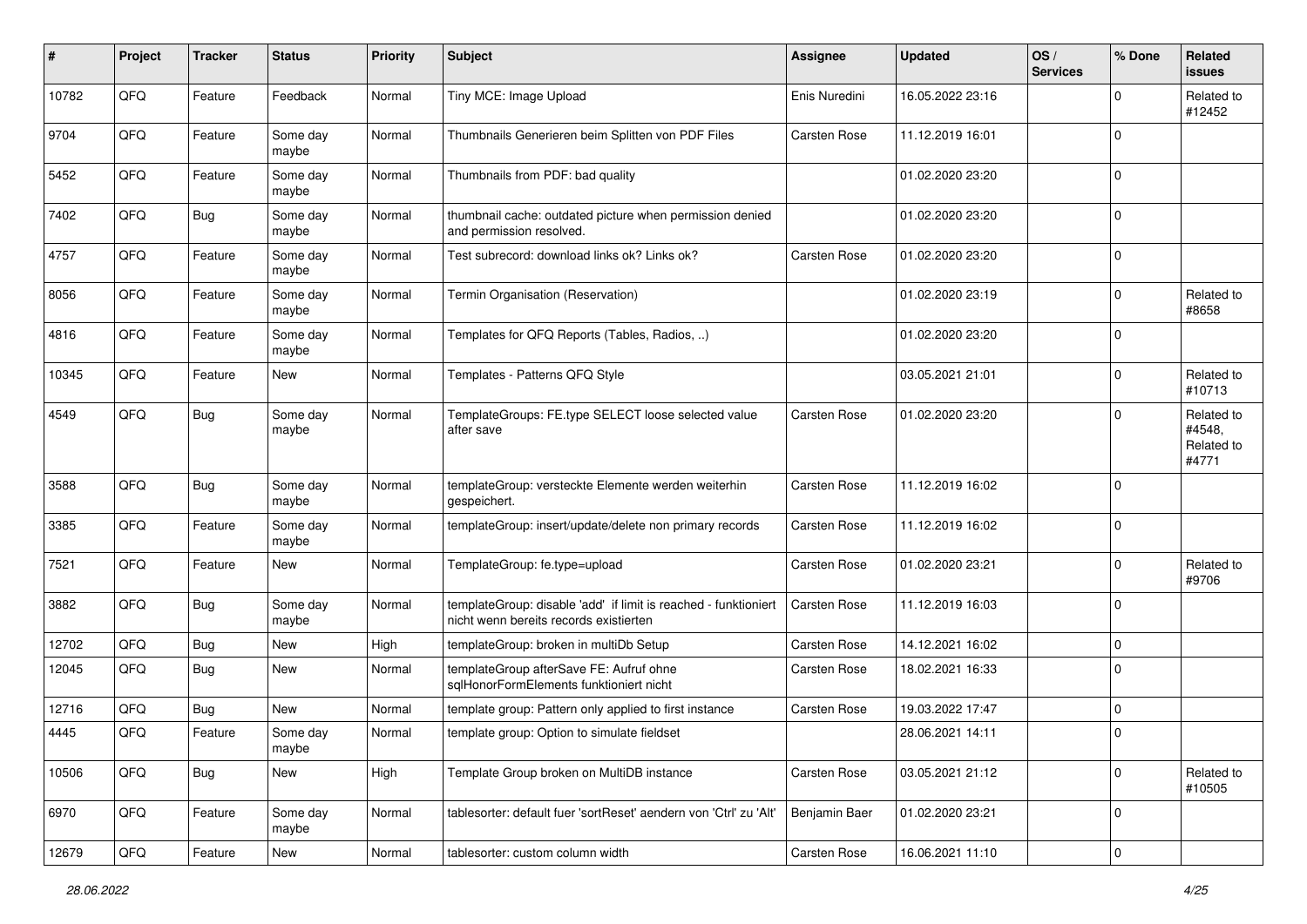| # | Project | Tracker | Status | Priority | Subject | Assignee | Updated | OS / Services | % Done | Related issues |
|---|---|---|---|---|---|---|---|---|---|---|
| 10782 | QFQ | Feature | Feedback | Normal | Tiny MCE: Image Upload | Enis Nuredini | 16.05.2022 23:16 | | 0 | Related to #12452 |
| 9704 | QFQ | Feature | Some day maybe | Normal | Thumbnails Generieren beim Splitten von PDF Files | Carsten Rose | 11.12.2019 16:01 | | 0 | |
| 5452 | QFQ | Feature | Some day maybe | Normal | Thumbnails from PDF: bad quality | | 01.02.2020 23:20 | | 0 | |
| 7402 | QFQ | Bug | Some day maybe | Normal | thumbnail cache: outdated picture when permission denied and permission resolved. | | 01.02.2020 23:20 | | 0 | |
| 4757 | QFQ | Feature | Some day maybe | Normal | Test subrecord: download links ok? Links ok? | Carsten Rose | 01.02.2020 23:20 | | 0 | |
| 8056 | QFQ | Feature | Some day maybe | Normal | Termin Organisation (Reservation) | | 01.02.2020 23:19 | | 0 | Related to #8658 |
| 4816 | QFQ | Feature | Some day maybe | Normal | Templates for QFQ Reports (Tables, Radios, ..) | | 01.02.2020 23:20 | | 0 | |
| 10345 | QFQ | Feature | New | Normal | Templates - Patterns QFQ Style | | 03.05.2021 21:01 | | 0 | Related to #10713 |
| 4549 | QFQ | Bug | Some day maybe | Normal | TemplateGroups: FE.type SELECT loose selected value after save | Carsten Rose | 01.02.2020 23:20 | | 0 | Related to #4548, Related to #4771 |
| 3588 | QFQ | Bug | Some day maybe | Normal | templateGroup: versteckte Elemente werden weiterhin gespeichert. | Carsten Rose | 11.12.2019 16:02 | | 0 | |
| 3385 | QFQ | Feature | Some day maybe | Normal | templateGroup: insert/update/delete non primary records | Carsten Rose | 11.12.2019 16:02 | | 0 | |
| 7521 | QFQ | Feature | New | Normal | TemplateGroup: fe.type=upload | Carsten Rose | 01.02.2020 23:21 | | 0 | Related to #9706 |
| 3882 | QFQ | Bug | Some day maybe | Normal | templateGroup: disable 'add' if limit is reached - funktioniert nicht wenn bereits records existierten | Carsten Rose | 11.12.2019 16:03 | | 0 | |
| 12702 | QFQ | Bug | New | High | templateGroup: broken in multiDb Setup | Carsten Rose | 14.12.2021 16:02 | | 0 | |
| 12045 | QFQ | Bug | New | Normal | templateGroup afterSave FE: Aufruf ohne sqlHonorFormElements funktioniert nicht | Carsten Rose | 18.02.2021 16:33 | | 0 | |
| 12716 | QFQ | Bug | New | Normal | template group: Pattern only applied to first instance | Carsten Rose | 19.03.2022 17:47 | | 0 | |
| 4445 | QFQ | Feature | Some day maybe | Normal | template group: Option to simulate fieldset | | 28.06.2021 14:11 | | 0 | |
| 10506 | QFQ | Bug | New | High | Template Group broken on MultiDB instance | Carsten Rose | 03.05.2021 21:12 | | 0 | Related to #10505 |
| 6970 | QFQ | Feature | Some day maybe | Normal | tablesorter: default fuer 'sortReset' aendern von 'Ctrl' zu 'Alt' | Benjamin Baer | 01.02.2020 23:21 | | 0 | |
| 12679 | QFQ | Feature | New | Normal | tablesorter: custom column width | Carsten Rose | 16.06.2021 11:10 | | 0 | |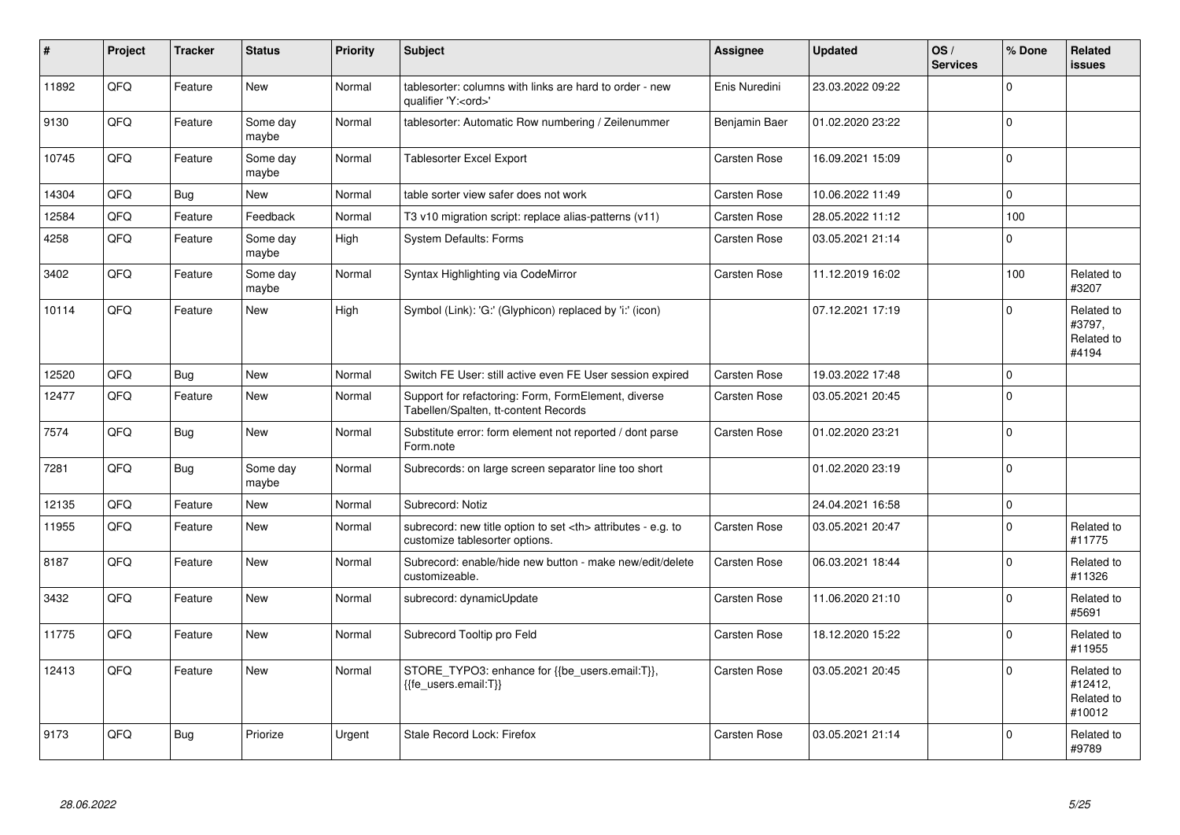| # | Project | Tracker | Status | Priority | Subject | Assignee | Updated | OS / Services | % Done | Related issues |
|---|---|---|---|---|---|---|---|---|---|---|
| 11892 | QFQ | Feature | New | Normal | tablesorter: columns with links are hard to order - new qualifier 'Y:<ord>' | Enis Nuredini | 23.03.2022 09:22 | | 0 | |
| 9130 | QFQ | Feature | Some day maybe | Normal | tablesorter: Automatic Row numbering / Zeilenummer | Benjamin Baer | 01.02.2020 23:22 | | 0 | |
| 10745 | QFQ | Feature | Some day maybe | Normal | Tablesorter Excel Export | Carsten Rose | 16.09.2021 15:09 | | 0 | |
| 14304 | QFQ | Bug | New | Normal | table sorter view safer does not work | Carsten Rose | 10.06.2022 11:49 | | 0 | |
| 12584 | QFQ | Feature | Feedback | Normal | T3 v10 migration script: replace alias-patterns (v11) | Carsten Rose | 28.05.2022 11:12 | | 100 | |
| 4258 | QFQ | Feature | Some day maybe | High | System Defaults: Forms | Carsten Rose | 03.05.2021 21:14 | | 0 | |
| 3402 | QFQ | Feature | Some day maybe | Normal | Syntax Highlighting via CodeMirror | Carsten Rose | 11.12.2019 16:02 | | 100 | Related to #3207 |
| 10114 | QFQ | Feature | New | High | Symbol (Link): 'G:' (Glyphicon) replaced by 'i:' (icon) | | 07.12.2021 17:19 | | 0 | Related to #3797, Related to #4194 |
| 12520 | QFQ | Bug | New | Normal | Switch FE User: still active even FE User session expired | Carsten Rose | 19.03.2022 17:48 | | 0 | |
| 12477 | QFQ | Feature | New | Normal | Support for refactoring: Form, FormElement, diverse Tabellen/Spalten, tt-content Records | Carsten Rose | 03.05.2021 20:45 | | 0 | |
| 7574 | QFQ | Bug | New | Normal | Substitute error: form element not reported / dont parse Form.note | Carsten Rose | 01.02.2020 23:21 | | 0 | |
| 7281 | QFQ | Bug | Some day maybe | Normal | Subrecords: on large screen separator line too short | | 01.02.2020 23:19 | | 0 | |
| 12135 | QFQ | Feature | New | Normal | Subrecord: Notiz | | 24.04.2021 16:58 | | 0 | |
| 11955 | QFQ | Feature | New | Normal | subrecord: new title option to set <th> attributes - e.g. to customize tablesorter options. | Carsten Rose | 03.05.2021 20:47 | | 0 | Related to #11775 |
| 8187 | QFQ | Feature | New | Normal | Subrecord: enable/hide new button - make new/edit/delete customizeable. | Carsten Rose | 06.03.2021 18:44 | | 0 | Related to #11326 |
| 3432 | QFQ | Feature | New | Normal | subrecord: dynamicUpdate | Carsten Rose | 11.06.2020 21:10 | | 0 | Related to #5691 |
| 11775 | QFQ | Feature | New | Normal | Subrecord Tooltip pro Feld | Carsten Rose | 18.12.2020 15:22 | | 0 | Related to #11955 |
| 12413 | QFQ | Feature | New | Normal | STORE_TYPO3: enhance for {{be_users.email:T}}, {{fe_users.email:T}} | Carsten Rose | 03.05.2021 20:45 | | 0 | Related to #12412, Related to #10012 |
| 9173 | QFQ | Bug | Priorize | Urgent | Stale Record Lock: Firefox | Carsten Rose | 03.05.2021 21:14 | | 0 | Related to #9789 |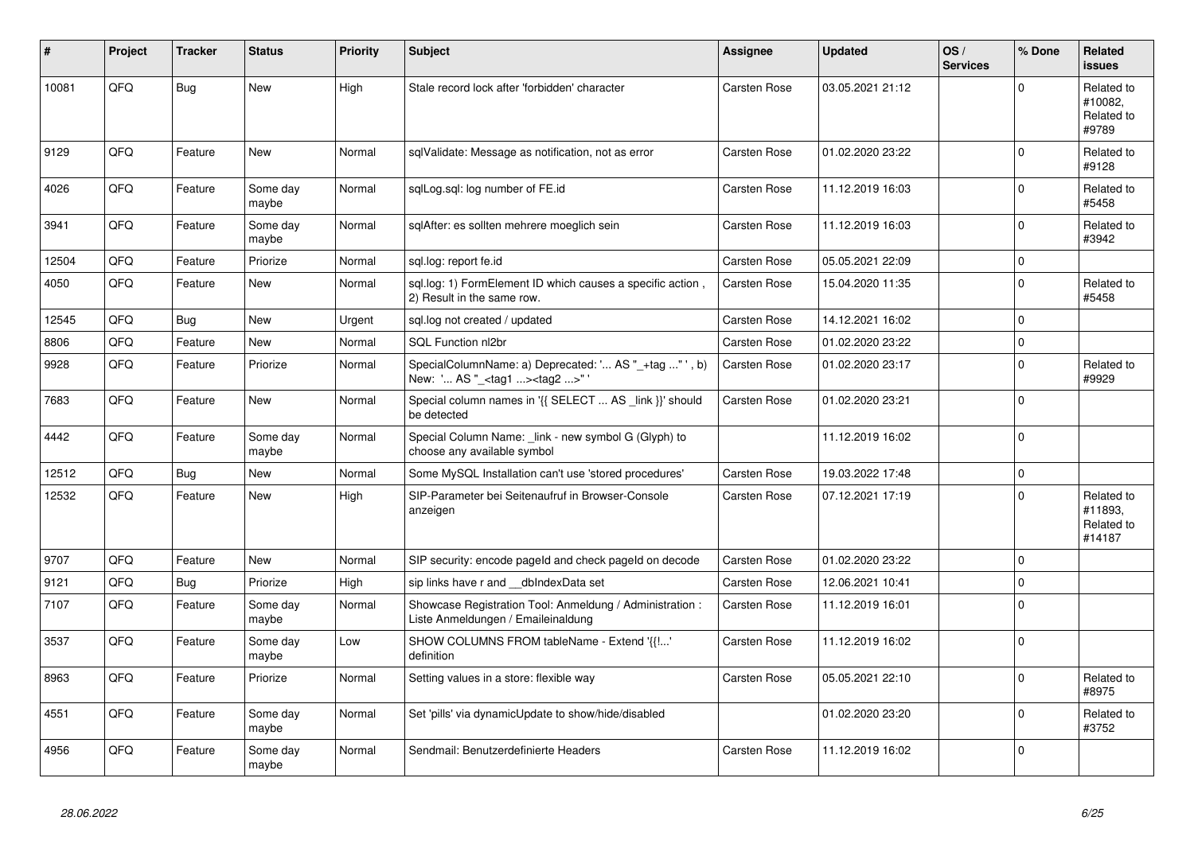| # | Project | Tracker | Status | Priority | Subject | Assignee | Updated | OS / Services | % Done | Related issues |
|---|---|---|---|---|---|---|---|---|---|---|
| 10081 | QFQ | Bug | New | High | Stale record lock after 'forbidden' character | Carsten Rose | 03.05.2021 21:12 | | 0 | Related to #10082, Related to #9789 |
| 9129 | QFQ | Feature | New | Normal | sqlValidate: Message as notification, not as error | Carsten Rose | 01.02.2020 23:22 | | 0 | Related to #9128 |
| 4026 | QFQ | Feature | Some day maybe | Normal | sqlLog.sql: log number of FE.id | Carsten Rose | 11.12.2019 16:03 | | 0 | Related to #5458 |
| 3941 | QFQ | Feature | Some day maybe | Normal | sqlAfter: es sollten mehrere moeglich sein | Carsten Rose | 11.12.2019 16:03 | | 0 | Related to #3942 |
| 12504 | QFQ | Feature | Priorize | Normal | sql.log: report fe.id | Carsten Rose | 05.05.2021 22:09 | | 0 | |
| 4050 | QFQ | Feature | New | Normal | sql.log: 1) FormElement ID which causes a specific action , 2) Result in the same row. | Carsten Rose | 15.04.2020 11:35 | | 0 | Related to #5458 |
| 12545 | QFQ | Bug | New | Urgent | sql.log not created / updated | Carsten Rose | 14.12.2021 16:02 | | 0 | |
| 8806 | QFQ | Feature | New | Normal | SQL Function nl2br | Carsten Rose | 01.02.2020 23:22 | | 0 | |
| 9928 | QFQ | Feature | Priorize | Normal | SpecialColumnName: a) Deprecated: '... AS "_+tag ..." ', b) New: '... AS "_<tag1 ...><tag2 ...>" ' | Carsten Rose | 01.02.2020 23:17 | | 0 | Related to #9929 |
| 7683 | QFQ | Feature | New | Normal | Special column names in '{{ SELECT ... AS _link }}' should be detected | Carsten Rose | 01.02.2020 23:21 | | 0 | |
| 4442 | QFQ | Feature | Some day maybe | Normal | Special Column Name: _link - new symbol G (Glyph) to choose any available symbol | | 11.12.2019 16:02 | | 0 | |
| 12512 | QFQ | Bug | New | Normal | Some MySQL Installation can't use 'stored procedures' | Carsten Rose | 19.03.2022 17:48 | | 0 | |
| 12532 | QFQ | Feature | New | High | SIP-Parameter bei Seitenaufruf in Browser-Console anzeigen | Carsten Rose | 07.12.2021 17:19 | | 0 | Related to #11893, Related to #14187 |
| 9707 | QFQ | Feature | New | Normal | SIP security: encode pageId and check pageId on decode | Carsten Rose | 01.02.2020 23:22 | | 0 | |
| 9121 | QFQ | Bug | Priorize | High | sip links have r and __dbIndexData set | Carsten Rose | 12.06.2021 10:41 | | 0 | |
| 7107 | QFQ | Feature | Some day maybe | Normal | Showcase Registration Tool: Anmeldung / Administration : Liste Anmeldungen / Emaileinaldung | Carsten Rose | 11.12.2019 16:01 | | 0 | |
| 3537 | QFQ | Feature | Some day maybe | Low | SHOW COLUMNS FROM tableName - Extend '{{!...' definition | Carsten Rose | 11.12.2019 16:02 | | 0 | |
| 8963 | QFQ | Feature | Priorize | Normal | Setting values in a store: flexible way | Carsten Rose | 05.05.2021 22:10 | | 0 | Related to #8975 |
| 4551 | QFQ | Feature | Some day maybe | Normal | Set 'pills' via dynamicUpdate to show/hide/disabled | | 01.02.2020 23:20 | | 0 | Related to #3752 |
| 4956 | QFQ | Feature | Some day maybe | Normal | Sendmail: Benutzerdefinierte Headers | Carsten Rose | 11.12.2019 16:02 | | 0 | |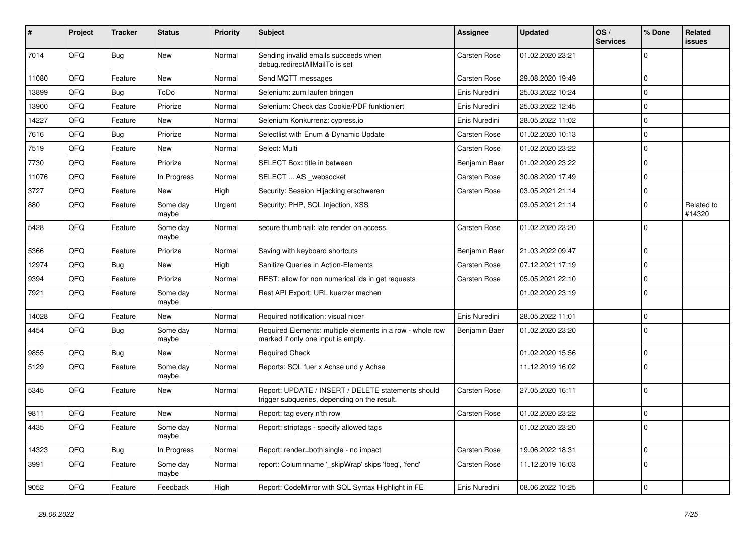| # | Project | Tracker | Status | Priority | Subject | Assignee | Updated | OS / Services | % Done | Related issues |
|---|---|---|---|---|---|---|---|---|---|---|
| 7014 | QFQ | Bug | New | Normal | Sending invalid emails succeeds when debug.redirectAllMailTo is set | Carsten Rose | 01.02.2020 23:21 | | 0 | |
| 11080 | QFQ | Feature | New | Normal | Send MQTT messages | Carsten Rose | 29.08.2020 19:49 | | 0 | |
| 13899 | QFQ | Bug | ToDo | Normal | Selenium: zum laufen bringen | Enis Nuredini | 25.03.2022 10:24 | | 0 | |
| 13900 | QFQ | Feature | Priorize | Normal | Selenium: Check das Cookie/PDF funktioniert | Enis Nuredini | 25.03.2022 12:45 | | 0 | |
| 14227 | QFQ | Feature | New | Normal | Selenium Konkurrenz: cypress.io | Enis Nuredini | 28.05.2022 11:02 | | 0 | |
| 7616 | QFQ | Bug | Priorize | Normal | Selectlist with Enum & Dynamic Update | Carsten Rose | 01.02.2020 10:13 | | 0 | |
| 7519 | QFQ | Feature | New | Normal | Select: Multi | Carsten Rose | 01.02.2020 23:22 | | 0 | |
| 7730 | QFQ | Feature | Priorize | Normal | SELECT Box: title in between | Benjamin Baer | 01.02.2020 23:22 | | 0 | |
| 11076 | QFQ | Feature | In Progress | Normal | SELECT ... AS _websocket | Carsten Rose | 30.08.2020 17:49 | | 0 | |
| 3727 | QFQ | Feature | New | High | Security: Session Hijacking erschweren | Carsten Rose | 03.05.2021 21:14 | | 0 | |
| 880 | QFQ | Feature | Some day maybe | Urgent | Security: PHP, SQL Injection, XSS | | 03.05.2021 21:14 | | 0 | Related to #14320 |
| 5428 | QFQ | Feature | Some day maybe | Normal | secure thumbnail: late render on access. | Carsten Rose | 01.02.2020 23:20 | | 0 | |
| 5366 | QFQ | Feature | Priorize | Normal | Saving with keyboard shortcuts | Benjamin Baer | 21.03.2022 09:47 | | 0 | |
| 12974 | QFQ | Bug | New | High | Sanitize Queries in Action-Elements | Carsten Rose | 07.12.2021 17:19 | | 0 | |
| 9394 | QFQ | Feature | Priorize | Normal | REST: allow for non numerical ids in get requests | Carsten Rose | 05.05.2021 22:10 | | 0 | |
| 7921 | QFQ | Feature | Some day maybe | Normal | Rest API Export: URL kuerzer machen | | 01.02.2020 23:19 | | 0 | |
| 14028 | QFQ | Feature | New | Normal | Required notification: visual nicer | Enis Nuredini | 28.05.2022 11:01 | | 0 | |
| 4454 | QFQ | Bug | Some day maybe | Normal | Required Elements: multiple elements in a row - whole row marked if only one input is empty. | Benjamin Baer | 01.02.2020 23:20 | | 0 | |
| 9855 | QFQ | Bug | New | Normal | Required Check | | 01.02.2020 15:56 | | 0 | |
| 5129 | QFQ | Feature | Some day maybe | Normal | Reports: SQL fuer x Achse und y Achse | | 11.12.2019 16:02 | | 0 | |
| 5345 | QFQ | Feature | New | Normal | Report: UPDATE / INSERT / DELETE statements should trigger subqueries, depending on the result. | Carsten Rose | 27.05.2020 16:11 | | 0 | |
| 9811 | QFQ | Feature | New | Normal | Report: tag every n'th row | Carsten Rose | 01.02.2020 23:22 | | 0 | |
| 4435 | QFQ | Feature | Some day maybe | Normal | Report: striptags - specify allowed tags | | 01.02.2020 23:20 | | 0 | |
| 14323 | QFQ | Bug | In Progress | Normal | Report: render=both\|single - no impact | Carsten Rose | 19.06.2022 18:31 | | 0 | |
| 3991 | QFQ | Feature | Some day maybe | Normal | report: Columnname '_skipWrap' skips 'fbeg', 'fend' | Carsten Rose | 11.12.2019 16:03 | | 0 | |
| 9052 | QFQ | Feature | Feedback | High | Report: CodeMirror with SQL Syntax Highlight in FE | Enis Nuredini | 08.06.2022 10:25 | | 0 | |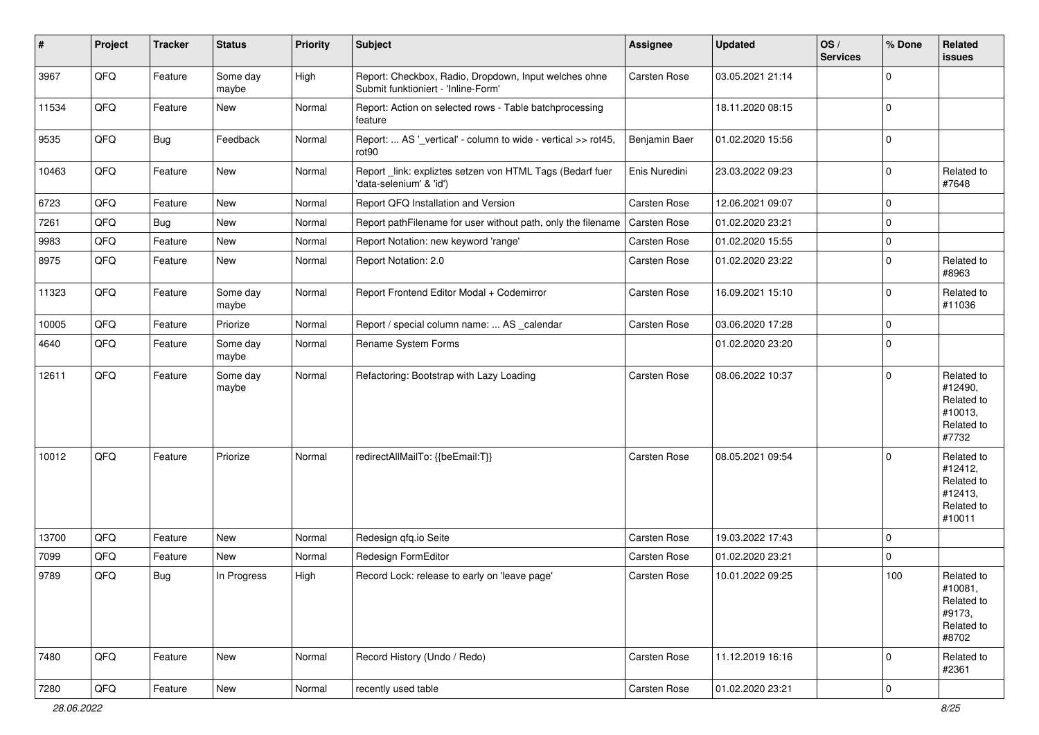| # | Project | Tracker | Status | Priority | Subject | Assignee | Updated | OS / Services | % Done | Related issues |
|---|---|---|---|---|---|---|---|---|---|---|
| 3967 | QFQ | Feature | Some day maybe | High | Report: Checkbox, Radio, Dropdown, Input welches ohne Submit funktioniert - 'Inline-Form' | Carsten Rose | 03.05.2021 21:14 | | 0 | |
| 11534 | QFQ | Feature | New | Normal | Report: Action on selected rows - Table batchprocessing feature | | 18.11.2020 08:15 | | 0 | |
| 9535 | QFQ | Bug | Feedback | Normal | Report: ... AS '_vertical' - column to wide - vertical >> rot45, rot90 | Benjamin Baer | 01.02.2020 15:56 | | 0 | |
| 10463 | QFQ | Feature | New | Normal | Report _link: expliztes setzen von HTML Tags (Bedarf fuer 'data-selenium' & 'id') | Enis Nuredini | 23.03.2022 09:23 | | 0 | Related to #7648 |
| 6723 | QFQ | Feature | New | Normal | Report QFQ Installation and Version | Carsten Rose | 12.06.2021 09:07 | | 0 | |
| 7261 | QFQ | Bug | New | Normal | Report pathFilename for user without path, only the filename | Carsten Rose | 01.02.2020 23:21 | | 0 | |
| 9983 | QFQ | Feature | New | Normal | Report Notation: new keyword 'range' | Carsten Rose | 01.02.2020 15:55 | | 0 | |
| 8975 | QFQ | Feature | New | Normal | Report Notation: 2.0 | Carsten Rose | 01.02.2020 23:22 | | 0 | Related to #8963 |
| 11323 | QFQ | Feature | Some day maybe | Normal | Report Frontend Editor Modal + Codemirror | Carsten Rose | 16.09.2021 15:10 | | 0 | Related to #11036 |
| 10005 | QFQ | Feature | Priorize | Normal | Report / special column name: ... AS _calendar | Carsten Rose | 03.06.2020 17:28 | | 0 | |
| 4640 | QFQ | Feature | Some day maybe | Normal | Rename System Forms | | 01.02.2020 23:20 | | 0 | |
| 12611 | QFQ | Feature | Some day maybe | Normal | Refactoring: Bootstrap with Lazy Loading | Carsten Rose | 08.06.2022 10:37 | | 0 | Related to #12490, Related to #10013, Related to #7732 |
| 10012 | QFQ | Feature | Priorize | Normal | redirectAllMailTo: {{beEmail:T}} | Carsten Rose | 08.05.2021 09:54 | | 0 | Related to #12412, Related to #12413, Related to #10011 |
| 13700 | QFQ | Feature | New | Normal | Redesign qfq.io Seite | Carsten Rose | 19.03.2022 17:43 | | 0 | |
| 7099 | QFQ | Feature | New | Normal | Redesign FormEditor | Carsten Rose | 01.02.2020 23:21 | | 0 | |
| 9789 | QFQ | Bug | In Progress | High | Record Lock: release to early on 'leave page' | Carsten Rose | 10.01.2022 09:25 | | 100 | Related to #10081, Related to #9173, Related to #8702 |
| 7480 | QFQ | Feature | New | Normal | Record History (Undo / Redo) | Carsten Rose | 11.12.2019 16:16 | | 0 | Related to #2361 |
| 7280 | QFQ | Feature | New | Normal | recently used table | Carsten Rose | 01.02.2020 23:21 | | 0 | |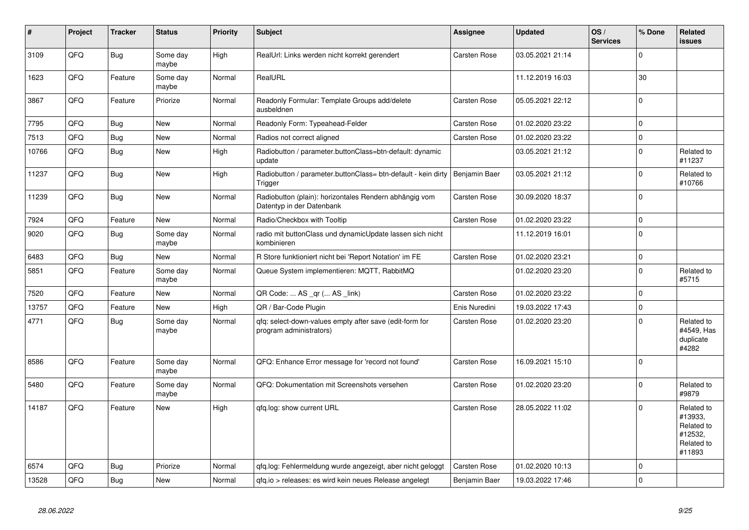| # | Project | Tracker | Status | Priority | Subject | Assignee | Updated | OS / Services | % Done | Related issues |
|---|---|---|---|---|---|---|---|---|---|---|
| 3109 | QFQ | Bug | Some day maybe | High | RealUrl: Links werden nicht korrekt gerendert | Carsten Rose | 03.05.2021 21:14 | | 0 | |
| 1623 | QFQ | Feature | Some day maybe | Normal | RealURL | | 11.12.2019 16:03 | | 30 | |
| 3867 | QFQ | Feature | Priorize | Normal | Readonly Formular: Template Groups add/delete ausbeldnen | Carsten Rose | 05.05.2021 22:12 | | 0 | |
| 7795 | QFQ | Bug | New | Normal | Readonly Form: Typeahead-Felder | Carsten Rose | 01.02.2020 23:22 | | 0 | |
| 7513 | QFQ | Bug | New | Normal | Radios not correct aligned | Carsten Rose | 01.02.2020 23:22 | | 0 | |
| 10766 | QFQ | Bug | New | High | Radiobutton / parameter.buttonClass=btn-default: dynamic update | | 03.05.2021 21:12 | | 0 | Related to #11237 |
| 11237 | QFQ | Bug | New | High | Radiobutton / parameter.buttonClass= btn-default - kein dirty Trigger | Benjamin Baer | 03.05.2021 21:12 | | 0 | Related to #10766 |
| 11239 | QFQ | Bug | New | Normal | Radiobutton (plain): horizontales Rendern abhängig vom Datentyp in der Datenbank | Carsten Rose | 30.09.2020 18:37 | | 0 | |
| 7924 | QFQ | Feature | New | Normal | Radio/Checkbox with Tooltip | Carsten Rose | 01.02.2020 23:22 | | 0 | |
| 9020 | QFQ | Bug | Some day maybe | Normal | radio mit buttonClass und dynamicUpdate lassen sich nicht kombinieren | | 11.12.2019 16:01 | | 0 | |
| 6483 | QFQ | Bug | New | Normal | R Store funktioniert nicht bei 'Report Notation' im FE | Carsten Rose | 01.02.2020 23:21 | | 0 | |
| 5851 | QFQ | Feature | Some day maybe | Normal | Queue System implementieren: MQTT, RabbitMQ | | 01.02.2020 23:20 | | 0 | Related to #5715 |
| 7520 | QFQ | Feature | New | Normal | QR Code: ... AS _qr (... AS _link) | Carsten Rose | 01.02.2020 23:22 | | 0 | |
| 13757 | QFQ | Feature | New | High | QR / Bar-Code Plugin | Enis Nuredini | 19.03.2022 17:43 | | 0 | |
| 4771 | QFQ | Bug | Some day maybe | Normal | qfq: select-down-values empty after save (edit-form for program administrators) | Carsten Rose | 01.02.2020 23:20 | | 0 | Related to #4549, Has duplicate #4282 |
| 8586 | QFQ | Feature | Some day maybe | Normal | QFQ: Enhance Error message for 'record not found' | Carsten Rose | 16.09.2021 15:10 | | 0 | |
| 5480 | QFQ | Feature | Some day maybe | Normal | QFQ: Dokumentation mit Screenshots versehen | Carsten Rose | 01.02.2020 23:20 | | 0 | Related to #9879 |
| 14187 | QFQ | Feature | New | High | qfq.log: show current URL | Carsten Rose | 28.05.2022 11:02 | | 0 | Related to #13933, Related to #12532, Related to #11893 |
| 6574 | QFQ | Bug | Priorize | Normal | qfq.log: Fehlermeldung wurde angezeigt, aber nicht geloggt | Carsten Rose | 01.02.2020 10:13 | | 0 | |
| 13528 | QFQ | Bug | New | Normal | qfq.io > releases: es wird kein neues Release angelegt | Benjamin Baer | 19.03.2022 17:46 | | 0 | |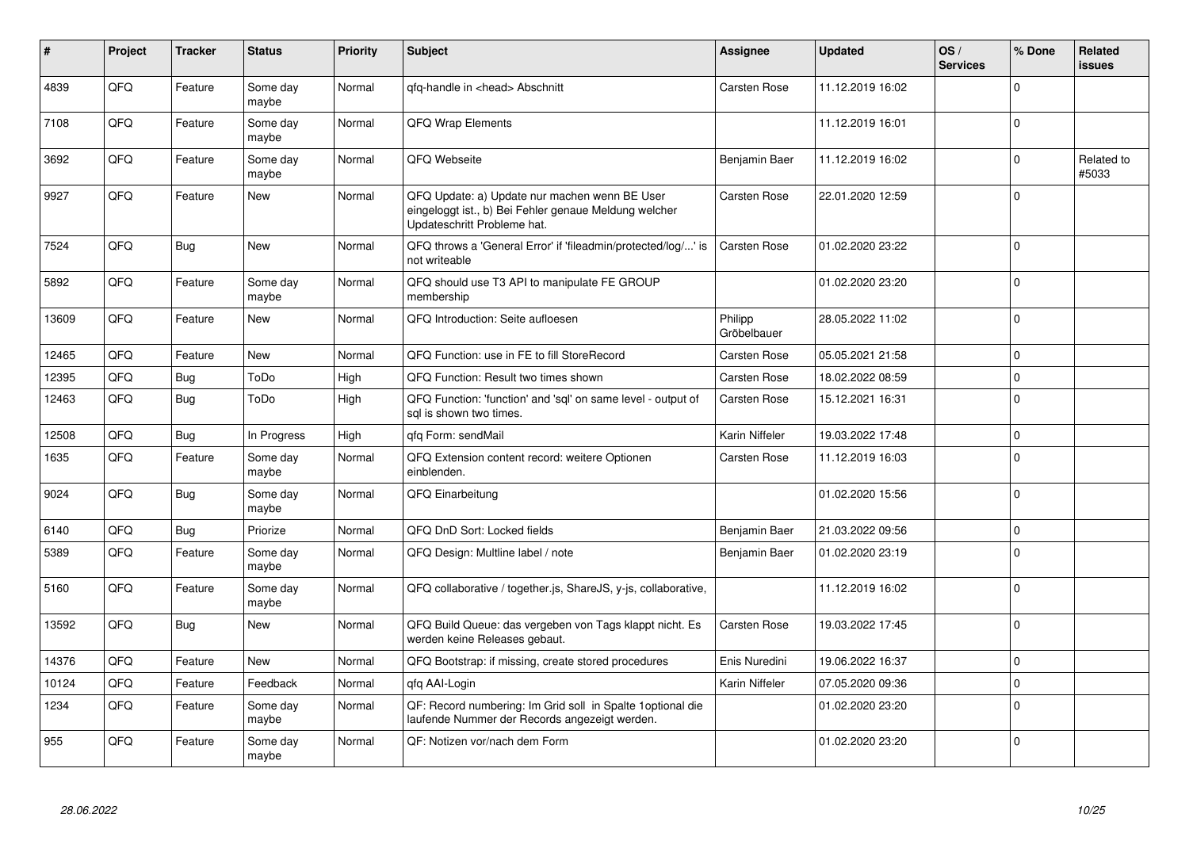| # | Project | Tracker | Status | Priority | Subject | Assignee | Updated | OS / Services | % Done | Related issues |
|---|---|---|---|---|---|---|---|---|---|---|
| 4839 | QFQ | Feature | Some day maybe | Normal | qfq-handle in <head> Abschnitt | Carsten Rose | 11.12.2019 16:02 | | 0 | |
| 7108 | QFQ | Feature | Some day maybe | Normal | QFQ Wrap Elements | | 11.12.2019 16:01 | | 0 | |
| 3692 | QFQ | Feature | Some day maybe | Normal | QFQ Webseite | Benjamin Baer | 11.12.2019 16:02 | | 0 | Related to #5033 |
| 9927 | QFQ | Feature | New | Normal | QFQ Update: a) Update nur machen wenn BE User eingeloggt ist., b) Bei Fehler genaue Meldung welcher Updateschritt Probleme hat. | Carsten Rose | 22.01.2020 12:59 | | 0 | |
| 7524 | QFQ | Bug | New | Normal | QFQ throws a 'General Error' if 'fileadmin/protected/log/...' is not writeable | Carsten Rose | 01.02.2020 23:22 | | 0 | |
| 5892 | QFQ | Feature | Some day maybe | Normal | QFQ should use T3 API to manipulate FE GROUP membership | | 01.02.2020 23:20 | | 0 | |
| 13609 | QFQ | Feature | New | Normal | QFQ Introduction: Seite aufloesen | Philipp Gröbelbauer | 28.05.2022 11:02 | | 0 | |
| 12465 | QFQ | Feature | New | Normal | QFQ Function: use in FE to fill StoreRecord | Carsten Rose | 05.05.2021 21:58 | | 0 | |
| 12395 | QFQ | Bug | ToDo | High | QFQ Function: Result two times shown | Carsten Rose | 18.02.2022 08:59 | | 0 | |
| 12463 | QFQ | Bug | ToDo | High | QFQ Function: 'function' and 'sql' on same level - output of sql is shown two times. | Carsten Rose | 15.12.2021 16:31 | | 0 | |
| 12508 | QFQ | Bug | In Progress | High | qfq Form: sendMail | Karin Niffeler | 19.03.2022 17:48 | | 0 | |
| 1635 | QFQ | Feature | Some day maybe | Normal | QFQ Extension content record: weitere Optionen einblenden. | Carsten Rose | 11.12.2019 16:03 | | 0 | |
| 9024 | QFQ | Bug | Some day maybe | Normal | QFQ Einarbeitung | | 01.02.2020 15:56 | | 0 | |
| 6140 | QFQ | Bug | Priorize | Normal | QFQ DnD Sort: Locked fields | Benjamin Baer | 21.03.2022 09:56 | | 0 | |
| 5389 | QFQ | Feature | Some day maybe | Normal | QFQ Design: Multline label / note | Benjamin Baer | 01.02.2020 23:19 | | 0 | |
| 5160 | QFQ | Feature | Some day maybe | Normal | QFQ collaborative / together.js, ShareJS, y-js, collaborative, | | 11.12.2019 16:02 | | 0 | |
| 13592 | QFQ | Bug | New | Normal | QFQ Build Queue: das vergeben von Tags klappt nicht. Es werden keine Releases gebaut. | Carsten Rose | 19.03.2022 17:45 | | 0 | |
| 14376 | QFQ | Feature | New | Normal | QFQ Bootstrap: if missing, create stored procedures | Enis Nuredini | 19.06.2022 16:37 | | 0 | |
| 10124 | QFQ | Feature | Feedback | Normal | qfq AAI-Login | Karin Niffeler | 07.05.2020 09:36 | | 0 | |
| 1234 | QFQ | Feature | Some day maybe | Normal | QF: Record numbering: Im Grid soll in Spalte 1optional die laufende Nummer der Records angezeigt werden. | | 01.02.2020 23:20 | | 0 | |
| 955 | QFQ | Feature | Some day maybe | Normal | QF: Notizen vor/nach dem Form | | 01.02.2020 23:20 | | 0 | |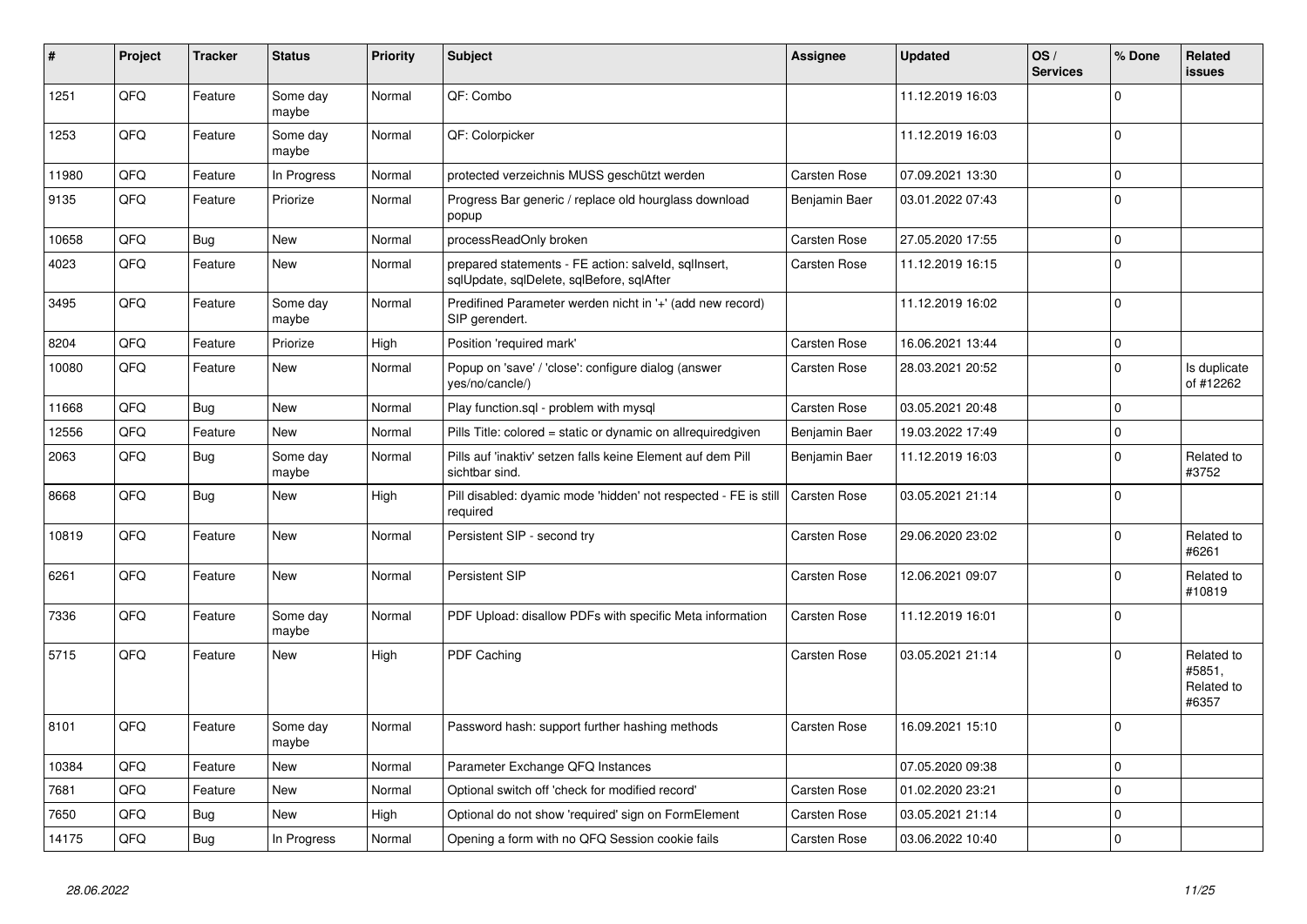| # | Project | Tracker | Status | Priority | Subject | Assignee | Updated | OS / Services | % Done | Related issues |
|---|---|---|---|---|---|---|---|---|---|---|
| 1251 | QFQ | Feature | Some day maybe | Normal | QF: Combo | | 11.12.2019 16:03 | | 0 | |
| 1253 | QFQ | Feature | Some day maybe | Normal | QF: Colorpicker | | 11.12.2019 16:03 | | 0 | |
| 11980 | QFQ | Feature | In Progress | Normal | protected verzeichnis MUSS geschützt werden | Carsten Rose | 07.09.2021 13:30 | | 0 | |
| 9135 | QFQ | Feature | Priorize | Normal | Progress Bar generic / replace old hourglass download popup | Benjamin Baer | 03.01.2022 07:43 | | 0 | |
| 10658 | QFQ | Bug | New | Normal | processReadOnly broken | Carsten Rose | 27.05.2020 17:55 | | 0 | |
| 4023 | QFQ | Feature | New | Normal | prepared statements - FE action: salveld, sqlInsert, sqlUpdate, sqlDelete, sqlBefore, sqlAfter | Carsten Rose | 11.12.2019 16:15 | | 0 | |
| 3495 | QFQ | Feature | Some day maybe | Normal | Predifined Parameter werden nicht in '+' (add new record) SIP gerendert. | | 11.12.2019 16:02 | | 0 | |
| 8204 | QFQ | Feature | Priorize | High | Position 'required mark' | Carsten Rose | 16.06.2021 13:44 | | 0 | |
| 10080 | QFQ | Feature | New | Normal | Popup on 'save' / 'close': configure dialog (answer yes/no/cancle/) | Carsten Rose | 28.03.2021 20:52 | | 0 | Is duplicate of #12262 |
| 11668 | QFQ | Bug | New | Normal | Play function.sql - problem with mysql | Carsten Rose | 03.05.2021 20:48 | | 0 | |
| 12556 | QFQ | Feature | New | Normal | Pills Title: colored = static or dynamic on allrequiredgiven | Benjamin Baer | 19.03.2022 17:49 | | 0 | |
| 2063 | QFQ | Bug | Some day maybe | Normal | Pills auf 'inaktiv' setzen falls keine Element auf dem Pill sichtbar sind. | Benjamin Baer | 11.12.2019 16:03 | | 0 | Related to #3752 |
| 8668 | QFQ | Bug | New | High | Pill disabled: dyamic mode 'hidden' not respected - FE is still required | Carsten Rose | 03.05.2021 21:14 | | 0 | |
| 10819 | QFQ | Feature | New | Normal | Persistent SIP - second try | Carsten Rose | 29.06.2020 23:02 | | 0 | Related to #6261 |
| 6261 | QFQ | Feature | New | Normal | Persistent SIP | Carsten Rose | 12.06.2021 09:07 | | 0 | Related to #10819 |
| 7336 | QFQ | Feature | Some day maybe | Normal | PDF Upload: disallow PDFs with specific Meta information | Carsten Rose | 11.12.2019 16:01 | | 0 | |
| 5715 | QFQ | Feature | New | High | PDF Caching | Carsten Rose | 03.05.2021 21:14 | | 0 | Related to #5851, Related to #6357 |
| 8101 | QFQ | Feature | Some day maybe | Normal | Password hash: support further hashing methods | Carsten Rose | 16.09.2021 15:10 | | 0 | |
| 10384 | QFQ | Feature | New | Normal | Parameter Exchange QFQ Instances | | 07.05.2020 09:38 | | 0 | |
| 7681 | QFQ | Feature | New | Normal | Optional switch off 'check for modified record' | Carsten Rose | 01.02.2020 23:21 | | 0 | |
| 7650 | QFQ | Bug | New | High | Optional do not show 'required' sign on FormElement | Carsten Rose | 03.05.2021 21:14 | | 0 | |
| 14175 | QFQ | Bug | In Progress | Normal | Opening a form with no QFQ Session cookie fails | Carsten Rose | 03.06.2022 10:40 | | 0 | |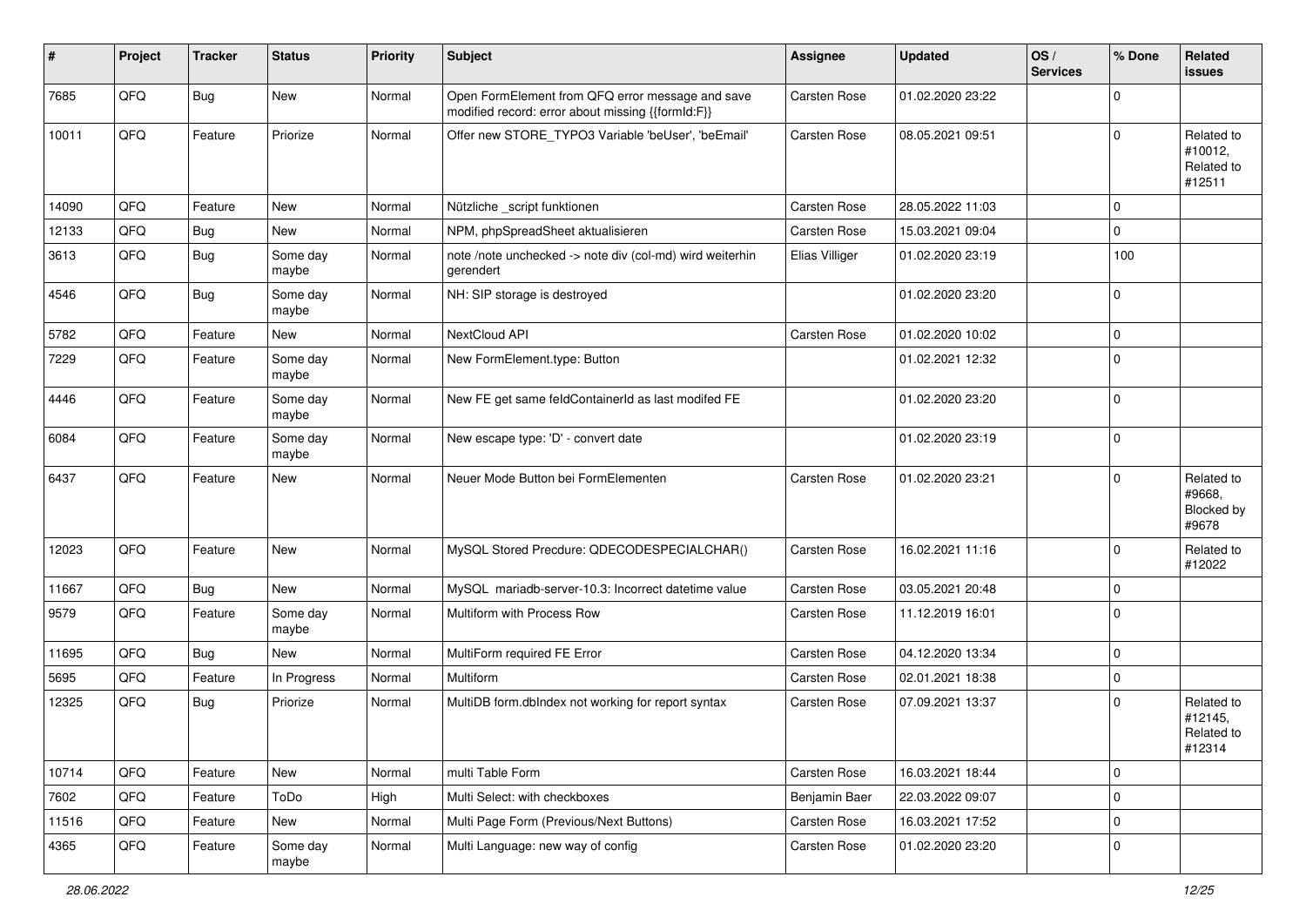| # | Project | Tracker | Status | Priority | Subject | Assignee | Updated | OS / Services | % Done | Related issues |
|---|---|---|---|---|---|---|---|---|---|---|
| 7685 | QFQ | Bug | New | Normal | Open FormElement from QFQ error message and save modified record: error about missing {{formId:F}} | Carsten Rose | 01.02.2020 23:22 | | 0 | |
| 10011 | QFQ | Feature | Priorize | Normal | Offer new STORE_TYPO3 Variable 'beUser', 'beEmail' | Carsten Rose | 08.05.2021 09:51 | | 0 | Related to #10012, Related to #12511 |
| 14090 | QFQ | Feature | New | Normal | Nützliche _script funktionen | Carsten Rose | 28.05.2022 11:03 | | 0 | |
| 12133 | QFQ | Bug | New | Normal | NPM, phpSpreadSheet aktualisieren | Carsten Rose | 15.03.2021 09:04 | | 0 | |
| 3613 | QFQ | Bug | Some day maybe | Normal | note /note unchecked -> note div (col-md) wird weiterhin gerendert | Elias Villiger | 01.02.2020 23:19 | | 100 | |
| 4546 | QFQ | Bug | Some day maybe | Normal | NH: SIP storage is destroyed | | 01.02.2020 23:20 | | 0 | |
| 5782 | QFQ | Feature | New | Normal | NextCloud API | Carsten Rose | 01.02.2020 10:02 | | 0 | |
| 7229 | QFQ | Feature | Some day maybe | Normal | New FormElement.type: Button | | 01.02.2021 12:32 | | 0 | |
| 4446 | QFQ | Feature | Some day maybe | Normal | New FE get same feldContainerId as last modifed FE | | 01.02.2020 23:20 | | 0 | |
| 6084 | QFQ | Feature | Some day maybe | Normal | New escape type: 'D' - convert date | | 01.02.2020 23:19 | | 0 | |
| 6437 | QFQ | Feature | New | Normal | Neuer Mode Button bei FormElementen | Carsten Rose | 01.02.2020 23:21 | | 0 | Related to #9668, Blocked by #9678 |
| 12023 | QFQ | Feature | New | Normal | MySQL Stored Precdure: QDECODESPECIALCHAR() | Carsten Rose | 16.02.2021 11:16 | | 0 | Related to #12022 |
| 11667 | QFQ | Bug | New | Normal | MySQL mariadb-server-10.3: Incorrect datetime value | Carsten Rose | 03.05.2021 20:48 | | 0 | |
| 9579 | QFQ | Feature | Some day maybe | Normal | Multiform with Process Row | Carsten Rose | 11.12.2019 16:01 | | 0 | |
| 11695 | QFQ | Bug | New | Normal | MultiForm required FE Error | Carsten Rose | 04.12.2020 13:34 | | 0 | |
| 5695 | QFQ | Feature | In Progress | Normal | Multiform | Carsten Rose | 02.01.2021 18:38 | | 0 | |
| 12325 | QFQ | Bug | Priorize | Normal | MultiDB form.dbIndex not working for report syntax | Carsten Rose | 07.09.2021 13:37 | | 0 | Related to #12145, Related to #12314 |
| 10714 | QFQ | Feature | New | Normal | multi Table Form | Carsten Rose | 16.03.2021 18:44 | | 0 | |
| 7602 | QFQ | Feature | ToDo | High | Multi Select: with checkboxes | Benjamin Baer | 22.03.2022 09:07 | | 0 | |
| 11516 | QFQ | Feature | New | Normal | Multi Page Form (Previous/Next Buttons) | Carsten Rose | 16.03.2021 17:52 | | 0 | |
| 4365 | QFQ | Feature | Some day maybe | Normal | Multi Language: new way of config | Carsten Rose | 01.02.2020 23:20 | | 0 | |

*28.06.2022*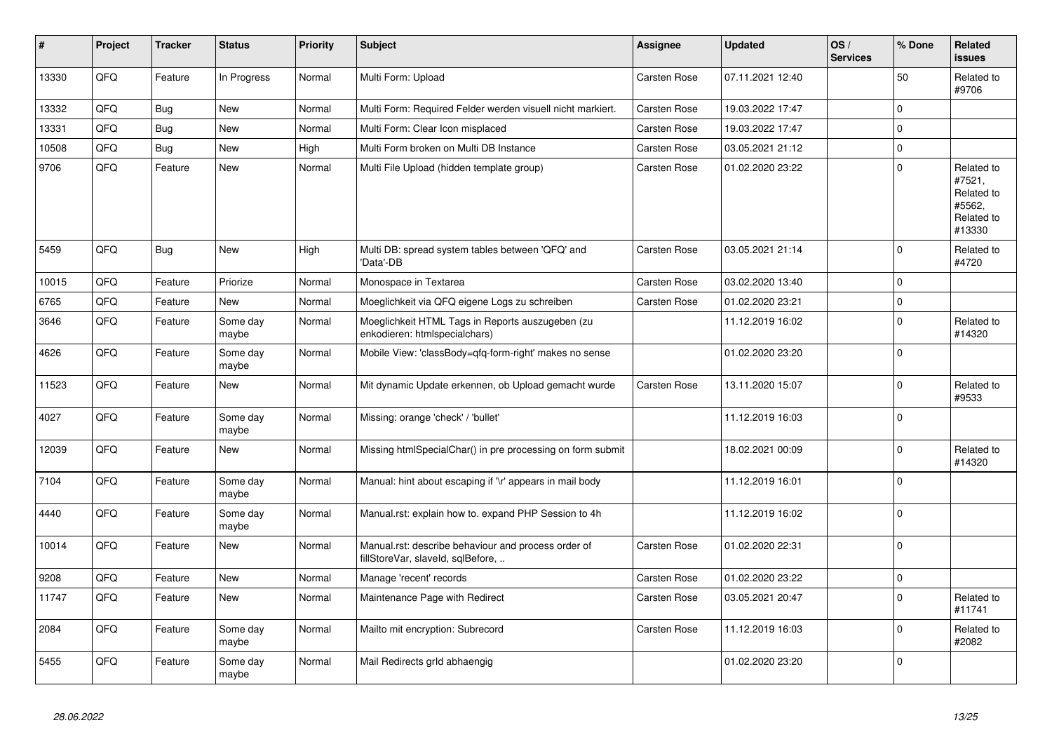| # | Project | Tracker | Status | Priority | Subject | Assignee | Updated | OS / Services | % Done | Related issues |
|---|---|---|---|---|---|---|---|---|---|---|
| 13330 | QFQ | Feature | In Progress | Normal | Multi Form: Upload | Carsten Rose | 07.11.2021 12:40 | | 50 | Related to #9706 |
| 13332 | QFQ | Bug | New | Normal | Multi Form: Required Felder werden visuell nicht markiert. | Carsten Rose | 19.03.2022 17:47 | | 0 | |
| 13331 | QFQ | Bug | New | Normal | Multi Form: Clear Icon misplaced | Carsten Rose | 19.03.2022 17:47 | | 0 | |
| 10508 | QFQ | Bug | New | High | Multi Form broken on Multi DB Instance | Carsten Rose | 03.05.2021 21:12 | | 0 | |
| 9706 | QFQ | Feature | New | Normal | Multi File Upload (hidden template group) | Carsten Rose | 01.02.2020 23:22 | | 0 | Related to #7521, Related to #5562, Related to #13330 |
| 5459 | QFQ | Bug | New | High | Multi DB: spread system tables between 'QFQ' and 'Data'-DB | Carsten Rose | 03.05.2021 21:14 | | 0 | Related to #4720 |
| 10015 | QFQ | Feature | Priorize | Normal | Monospace in Textarea | Carsten Rose | 03.02.2020 13:40 | | 0 | |
| 6765 | QFQ | Feature | New | Normal | Moeglichkeit via QFQ eigene Logs zu schreiben | Carsten Rose | 01.02.2020 23:21 | | 0 | |
| 3646 | QFQ | Feature | Some day maybe | Normal | Moeglichkeit HTML Tags in Reports auszugeben (zu enkodieren: htmlspecialchars) | | 11.12.2019 16:02 | | 0 | Related to #14320 |
| 4626 | QFQ | Feature | Some day maybe | Normal | Mobile View: 'classBody=qfq-form-right' makes no sense | | 01.02.2020 23:20 | | 0 | |
| 11523 | QFQ | Feature | New | Normal | Mit dynamic Update erkennen, ob Upload gemacht wurde | Carsten Rose | 13.11.2020 15:07 | | 0 | Related to #9533 |
| 4027 | QFQ | Feature | Some day maybe | Normal | Missing: orange 'check' / 'bullet' | | 11.12.2019 16:03 | | 0 | |
| 12039 | QFQ | Feature | New | Normal | Missing htmlSpecialChar() in pre processing on form submit | | 18.02.2021 00:09 | | 0 | Related to #14320 |
| 7104 | QFQ | Feature | Some day maybe | Normal | Manual: hint about escaping if '\r' appears in mail body | | 11.12.2019 16:01 | | 0 | |
| 4440 | QFQ | Feature | Some day maybe | Normal | Manual.rst: explain how to. expand PHP Session to 4h | | 11.12.2019 16:02 | | 0 | |
| 10014 | QFQ | Feature | New | Normal | Manual.rst: describe behaviour and process order of fillStoreVar, slaveId, sqlBefore, .. | Carsten Rose | 01.02.2020 22:31 | | 0 | |
| 9208 | QFQ | Feature | New | Normal | Manage 'recent' records | Carsten Rose | 01.02.2020 23:22 | | 0 | |
| 11747 | QFQ | Feature | New | Normal | Maintenance Page with Redirect | Carsten Rose | 03.05.2021 20:47 | | 0 | Related to #11741 |
| 2084 | QFQ | Feature | Some day maybe | Normal | Mailto mit encryption: Subrecord | Carsten Rose | 11.12.2019 16:03 | | 0 | Related to #2082 |
| 5455 | QFQ | Feature | Some day maybe | Normal | Mail Redirects grId abhaengig | | 01.02.2020 23:20 | | 0 | |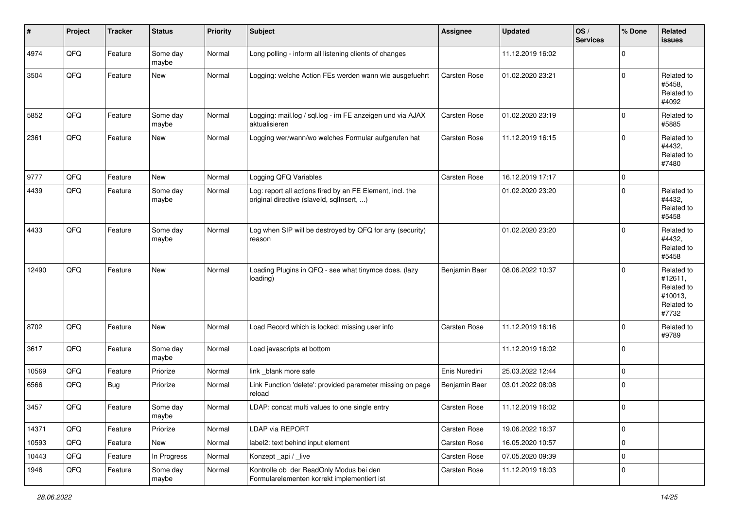| # | Project | Tracker | Status | Priority | Subject | Assignee | Updated | OS / Services | % Done | Related issues |
|---|---|---|---|---|---|---|---|---|---|---|
| 4974 | QFQ | Feature | Some day maybe | Normal | Long polling - inform all listening clients of changes | | 11.12.2019 16:02 | | 0 | |
| 3504 | QFQ | Feature | New | Normal | Logging: welche Action FEs werden wann wie ausgefuehrt | Carsten Rose | 01.02.2020 23:21 | | 0 | Related to #5458, Related to #4092 |
| 5852 | QFQ | Feature | Some day maybe | Normal | Logging: mail.log / sql.log - im FE anzeigen und via AJAX aktualisieren | Carsten Rose | 01.02.2020 23:19 | | 0 | Related to #5885 |
| 2361 | QFQ | Feature | New | Normal | Logging wer/wann/wo welches Formular aufgerufen hat | Carsten Rose | 11.12.2019 16:15 | | 0 | Related to #4432, Related to #7480 |
| 9777 | QFQ | Feature | New | Normal | Logging QFQ Variables | Carsten Rose | 16.12.2019 17:17 | | 0 | |
| 4439 | QFQ | Feature | Some day maybe | Normal | Log: report all actions fired by an FE Element, incl. the original directive (slaveId, sqlInsert, ...) | | 01.02.2020 23:20 | | 0 | Related to #4432, Related to #5458 |
| 4433 | QFQ | Feature | Some day maybe | Normal | Log when SIP will be destroyed by QFQ for any (security) reason | | 01.02.2020 23:20 | | 0 | Related to #4432, Related to #5458 |
| 12490 | QFQ | Feature | New | Normal | Loading Plugins in QFQ - see what tinymce does. (lazy loading) | Benjamin Baer | 08.06.2022 10:37 | | 0 | Related to #12611, Related to #10013, Related to #7732 |
| 8702 | QFQ | Feature | New | Normal | Load Record which is locked: missing user info | Carsten Rose | 11.12.2019 16:16 | | 0 | Related to #9789 |
| 3617 | QFQ | Feature | Some day maybe | Normal | Load javascripts at bottom | | 11.12.2019 16:02 | | 0 | |
| 10569 | QFQ | Feature | Priorize | Normal | link _blank more safe | Enis Nuredini | 25.03.2022 12:44 | | 0 | |
| 6566 | QFQ | Bug | Priorize | Normal | Link Function 'delete': provided parameter missing on page reload | Benjamin Baer | 03.01.2022 08:08 | | 0 | |
| 3457 | QFQ | Feature | Some day maybe | Normal | LDAP: concat multi values to one single entry | Carsten Rose | 11.12.2019 16:02 | | 0 | |
| 14371 | QFQ | Feature | Priorize | Normal | LDAP via REPORT | Carsten Rose | 19.06.2022 16:37 | | 0 | |
| 10593 | QFQ | Feature | New | Normal | label2: text behind input element | Carsten Rose | 16.05.2020 10:57 | | 0 | |
| 10443 | QFQ | Feature | In Progress | Normal | Konzept _api / _live | Carsten Rose | 07.05.2020 09:39 | | 0 | |
| 1946 | QFQ | Feature | Some day maybe | Normal | Kontrolle ob der ReadOnly Modus bei den Formularelementen korrekt implementiert ist | Carsten Rose | 11.12.2019 16:03 | | 0 | |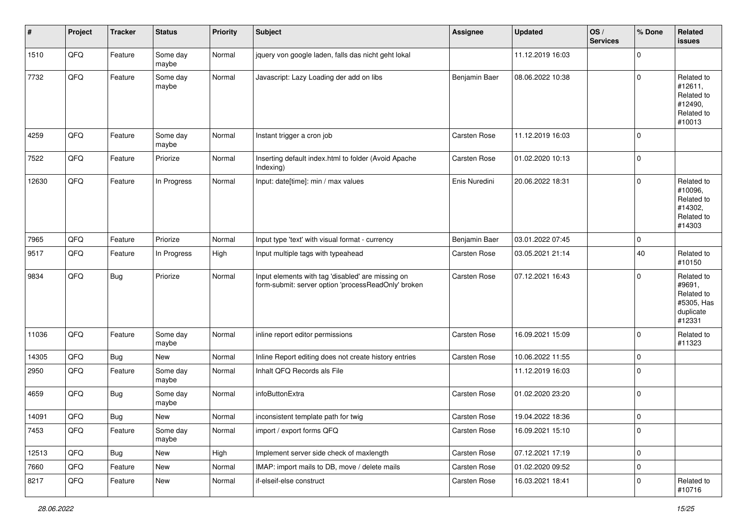| # | Project | Tracker | Status | Priority | Subject | Assignee | Updated | OS / Services | % Done | Related issues |
|---|---|---|---|---|---|---|---|---|---|---|
| 1510 | QFQ | Feature | Some day maybe | Normal | jquery von google laden, falls das nicht geht lokal | | 11.12.2019 16:03 | | 0 | |
| 7732 | QFQ | Feature | Some day maybe | Normal | Javascript: Lazy Loading der add on libs | Benjamin Baer | 08.06.2022 10:38 | | 0 | Related to #12611, Related to #12490, Related to #10013 |
| 4259 | QFQ | Feature | Some day maybe | Normal | Instant trigger a cron job | Carsten Rose | 11.12.2019 16:03 | | 0 | |
| 7522 | QFQ | Feature | Priorize | Normal | Inserting default index.html to folder (Avoid Apache Indexing) | Carsten Rose | 01.02.2020 10:13 | | 0 | |
| 12630 | QFQ | Feature | In Progress | Normal | Input: date[time]: min / max values | Enis Nuredini | 20.06.2022 18:31 | | 0 | Related to #10096, Related to #14302, Related to #14303 |
| 7965 | QFQ | Feature | Priorize | Normal | Input type 'text' with visual format - currency | Benjamin Baer | 03.01.2022 07:45 | | 0 | |
| 9517 | QFQ | Feature | In Progress | High | Input multiple tags with typeahead | Carsten Rose | 03.05.2021 21:14 | | 40 | Related to #10150 |
| 9834 | QFQ | Bug | Priorize | Normal | Input elements with tag 'disabled' are missing on form-submit: server option 'processReadOnly' broken | Carsten Rose | 07.12.2021 16:43 | | 0 | Related to #9691, Related to #5305, Has duplicate #12331 |
| 11036 | QFQ | Feature | Some day maybe | Normal | inline report editor permissions | Carsten Rose | 16.09.2021 15:09 | | 0 | Related to #11323 |
| 14305 | QFQ | Bug | New | Normal | Inline Report editing does not create history entries | Carsten Rose | 10.06.2022 11:55 | | 0 | |
| 2950 | QFQ | Feature | Some day maybe | Normal | Inhalt QFQ Records als File | | 11.12.2019 16:03 | | 0 | |
| 4659 | QFQ | Bug | Some day maybe | Normal | infoButtonExtra | Carsten Rose | 01.02.2020 23:20 | | 0 | |
| 14091 | QFQ | Bug | New | Normal | inconsistent template path for twig | Carsten Rose | 19.04.2022 18:36 | | 0 | |
| 7453 | QFQ | Feature | Some day maybe | Normal | import / export forms QFQ | Carsten Rose | 16.09.2021 15:10 | | 0 | |
| 12513 | QFQ | Bug | New | High | Implement server side check of maxlength | Carsten Rose | 07.12.2021 17:19 | | 0 | |
| 7660 | QFQ | Feature | New | Normal | IMAP: import mails to DB, move / delete mails | Carsten Rose | 01.02.2020 09:52 | | 0 | |
| 8217 | QFQ | Feature | New | Normal | if-elseif-else construct | Carsten Rose | 16.03.2021 18:41 | | 0 | Related to #10716 |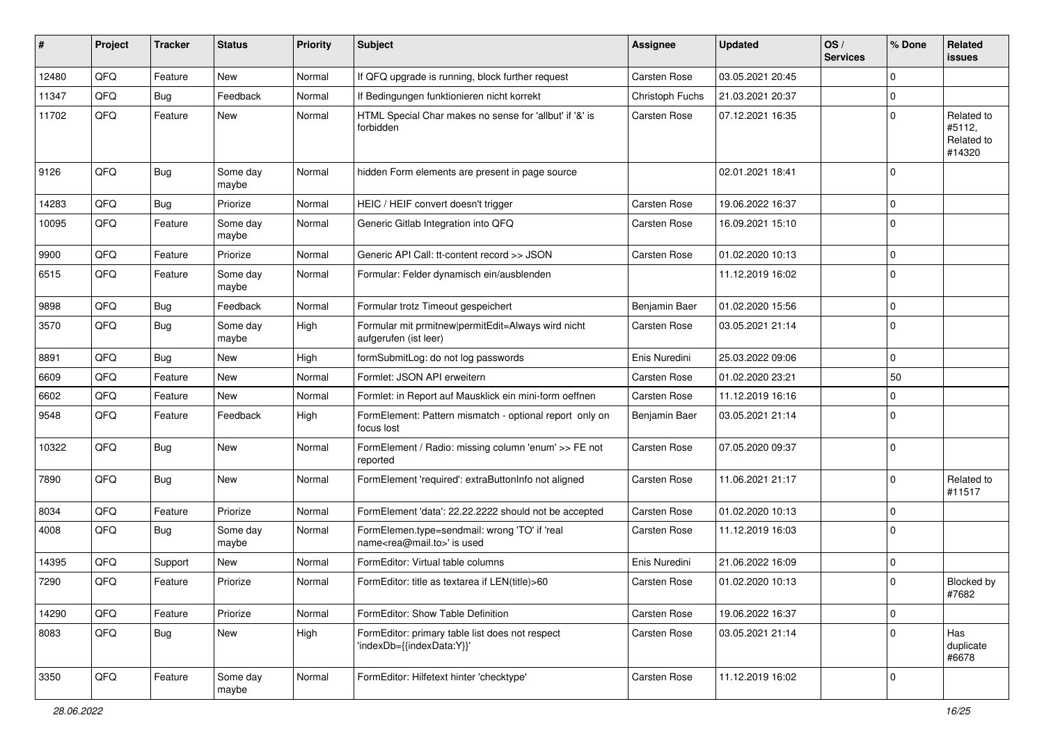| # | Project | Tracker | Status | Priority | Subject | Assignee | Updated | OS / Services | % Done | Related issues |
|---|---|---|---|---|---|---|---|---|---|---|
| 12480 | QFQ | Feature | New | Normal | If QFQ upgrade is running, block further request | Carsten Rose | 03.05.2021 20:45 | | 0 | |
| 11347 | QFQ | Bug | Feedback | Normal | If Bedingungen funktionieren nicht korrekt | Christoph Fuchs | 21.03.2021 20:37 | | 0 | |
| 11702 | QFQ | Feature | New | Normal | HTML Special Char makes no sense for 'allbut' if '&' is forbidden | Carsten Rose | 07.12.2021 16:35 | | 0 | Related to #5112, Related to #14320 |
| 9126 | QFQ | Bug | Some day maybe | Normal | hidden Form elements are present in page source | | 02.01.2021 18:41 | | 0 | |
| 14283 | QFQ | Bug | Priorize | Normal | HEIC / HEIF convert doesn't trigger | Carsten Rose | 19.06.2022 16:37 | | 0 | |
| 10095 | QFQ | Feature | Some day maybe | Normal | Generic Gitlab Integration into QFQ | Carsten Rose | 16.09.2021 15:10 | | 0 | |
| 9900 | QFQ | Feature | Priorize | Normal | Generic API Call: tt-content record >> JSON | Carsten Rose | 01.02.2020 10:13 | | 0 | |
| 6515 | QFQ | Feature | Some day maybe | Normal | Formular: Felder dynamisch ein/ausblenden | | 11.12.2019 16:02 | | 0 | |
| 9898 | QFQ | Bug | Feedback | Normal | Formular trotz Timeout gespeichert | Benjamin Baer | 01.02.2020 15:56 | | 0 | |
| 3570 | QFQ | Bug | Some day maybe | High | Formular mit prmitnew\|permitEdit=Always wird nicht aufgerufen (ist leer) | Carsten Rose | 03.05.2021 21:14 | | 0 | |
| 8891 | QFQ | Bug | New | High | formSubmitLog: do not log passwords | Enis Nuredini | 25.03.2022 09:06 | | 0 | |
| 6609 | QFQ | Feature | New | Normal | Formlet: JSON API erweitern | Carsten Rose | 01.02.2020 23:21 | | 50 | |
| 6602 | QFQ | Feature | New | Normal | Formlet: in Report auf Mausklick ein mini-form oeffnen | Carsten Rose | 11.12.2019 16:16 | | 0 | |
| 9548 | QFQ | Feature | Feedback | High | FormElement: Pattern mismatch - optional report only on focus lost | Benjamin Baer | 03.05.2021 21:14 | | 0 | |
| 10322 | QFQ | Bug | New | Normal | FormElement / Radio: missing column 'enum' >> FE not reported | Carsten Rose | 07.05.2020 09:37 | | 0 | |
| 7890 | QFQ | Bug | New | Normal | FormElement 'required': extraButtonInfo not aligned | Carsten Rose | 11.06.2021 21:17 | | 0 | Related to #11517 |
| 8034 | QFQ | Feature | Priorize | Normal | FormElement 'data': 22.22.2222 should not be accepted | Carsten Rose | 01.02.2020 10:13 | | 0 | |
| 4008 | QFQ | Bug | Some day maybe | Normal | FormElemen.type=sendmail: wrong 'TO' if 'real name<rea@mail.to>' is used | Carsten Rose | 11.12.2019 16:03 | | 0 | |
| 14395 | QFQ | Support | New | Normal | FormEditor: Virtual table columns | Enis Nuredini | 21.06.2022 16:09 | | 0 | |
| 7290 | QFQ | Feature | Priorize | Normal | FormEditor: title as textarea if LEN(title)>60 | Carsten Rose | 01.02.2020 10:13 | | 0 | Blocked by #7682 |
| 14290 | QFQ | Feature | Priorize | Normal | FormEditor: Show Table Definition | Carsten Rose | 19.06.2022 16:37 | | 0 | |
| 8083 | QFQ | Bug | New | High | FormEditor: primary table list does not respect 'indexDb={{indexData:Y}}' | Carsten Rose | 03.05.2021 21:14 | | 0 | Has duplicate #6678 |
| 3350 | QFQ | Feature | Some day maybe | Normal | FormEditor: Hilfetext hinter 'checktype' | Carsten Rose | 11.12.2019 16:02 | | 0 | |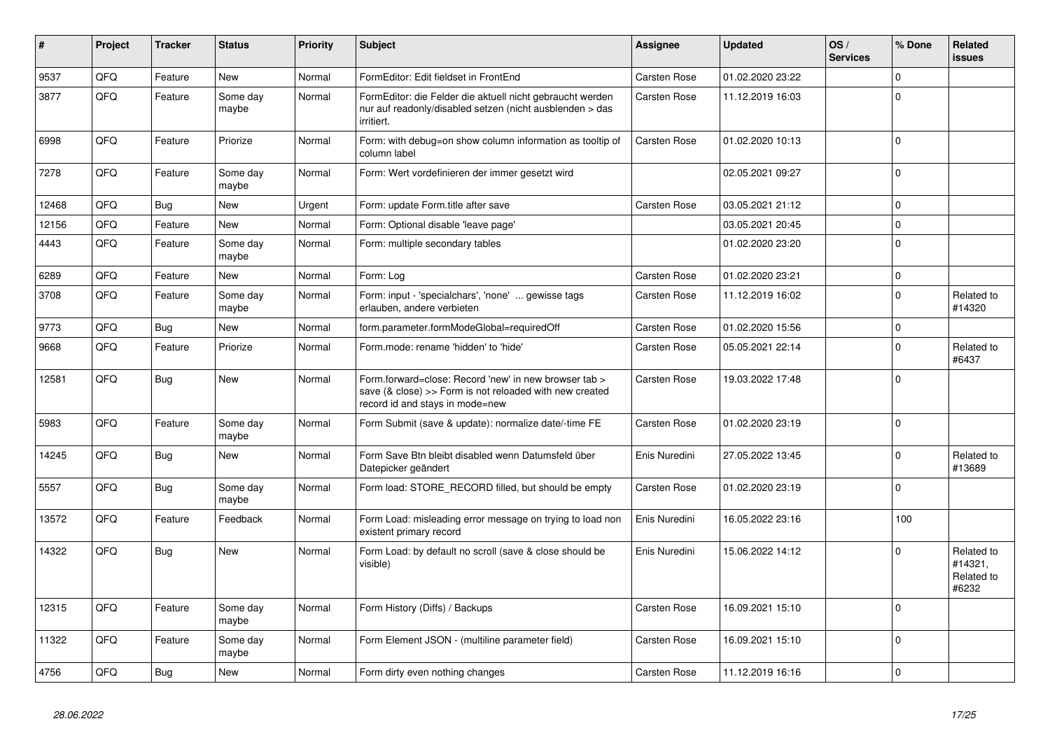| # | Project | Tracker | Status | Priority | Subject | Assignee | Updated | OS / Services | % Done | Related issues |
|---|---|---|---|---|---|---|---|---|---|---|
| 9537 | QFQ | Feature | New | Normal | FormEditor: Edit fieldset in FrontEnd | Carsten Rose | 01.02.2020 23:22 | | 0 | |
| 3877 | QFQ | Feature | Some day maybe | Normal | FormEditor: die Felder die aktuell nicht gebraucht werden nur auf readonly/disabled setzen (nicht ausblenden > das irritiert. | Carsten Rose | 11.12.2019 16:03 | | 0 | |
| 6998 | QFQ | Feature | Priorize | Normal | Form: with debug=on show column information as tooltip of column label | Carsten Rose | 01.02.2020 10:13 | | 0 | |
| 7278 | QFQ | Feature | Some day maybe | Normal | Form: Wert vordefinieren der immer gesetzt wird | | 02.05.2021 09:27 | | 0 | |
| 12468 | QFQ | Bug | New | Urgent | Form: update Form.title after save | Carsten Rose | 03.05.2021 21:12 | | 0 | |
| 12156 | QFQ | Feature | New | Normal | Form: Optional disable 'leave page' | | 03.05.2021 20:45 | | 0 | |
| 4443 | QFQ | Feature | Some day maybe | Normal | Form: multiple secondary tables | | 01.02.2020 23:20 | | 0 | |
| 6289 | QFQ | Feature | New | Normal | Form: Log | Carsten Rose | 01.02.2020 23:21 | | 0 | |
| 3708 | QFQ | Feature | Some day maybe | Normal | Form: input - 'specialchars', 'none' ... gewisse tags erlauben, andere verbieten | Carsten Rose | 11.12.2019 16:02 | | 0 | Related to #14320 |
| 9773 | QFQ | Bug | New | Normal | form.parameter.formModeGlobal=requiredOff | Carsten Rose | 01.02.2020 15:56 | | 0 | |
| 9668 | QFQ | Feature | Priorize | Normal | Form.mode: rename 'hidden' to 'hide' | Carsten Rose | 05.05.2021 22:14 | | 0 | Related to #6437 |
| 12581 | QFQ | Bug | New | Normal | Form.forward=close: Record 'new' in new browser tab > save (& close) >> Form is not reloaded with new created record id and stays in mode=new | Carsten Rose | 19.03.2022 17:48 | | 0 | |
| 5983 | QFQ | Feature | Some day maybe | Normal | Form Submit (save & update): normalize date/-time FE | Carsten Rose | 01.02.2020 23:19 | | 0 | |
| 14245 | QFQ | Bug | New | Normal | Form Save Btn bleibt disabled wenn Datumsfeld über Datepicker geändert | Enis Nuredini | 27.05.2022 13:45 | | 0 | Related to #13689 |
| 5557 | QFQ | Bug | Some day maybe | Normal | Form load: STORE_RECORD filled, but should be empty | Carsten Rose | 01.02.2020 23:19 | | 0 | |
| 13572 | QFQ | Feature | Feedback | Normal | Form Load: misleading error message on trying to load non existent primary record | Enis Nuredini | 16.05.2022 23:16 | | 100 | |
| 14322 | QFQ | Bug | New | Normal | Form Load: by default no scroll (save & close should be visible) | Enis Nuredini | 15.06.2022 14:12 | | 0 | Related to #14321, Related to #6232 |
| 12315 | QFQ | Feature | Some day maybe | Normal | Form History (Diffs) / Backups | Carsten Rose | 16.09.2021 15:10 | | 0 | |
| 11322 | QFQ | Feature | Some day maybe | Normal | Form Element JSON - (multiline parameter field) | Carsten Rose | 16.09.2021 15:10 | | 0 | |
| 4756 | QFQ | Bug | New | Normal | Form dirty even nothing changes | Carsten Rose | 11.12.2019 16:16 | | 0 | |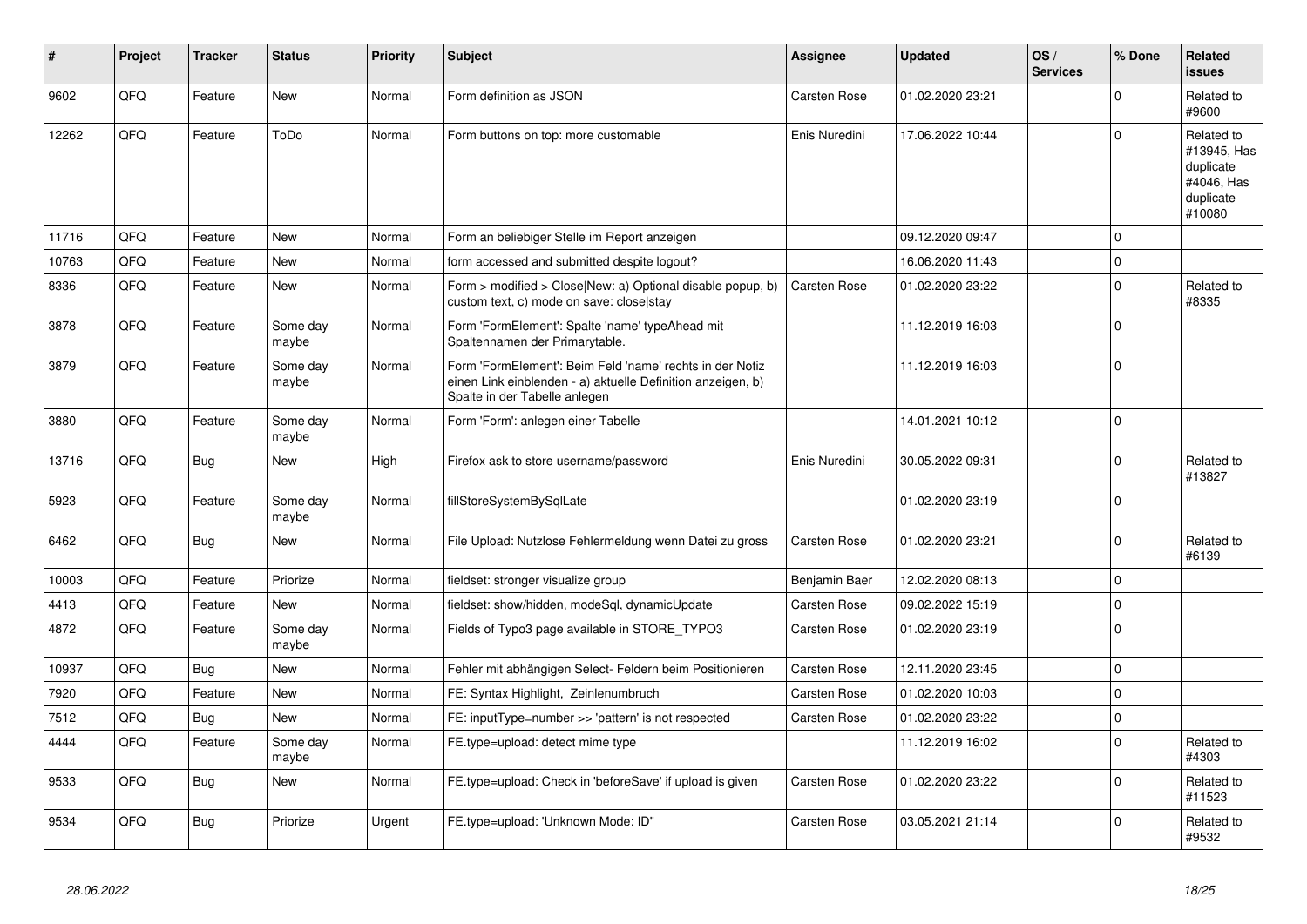| # | Project | Tracker | Status | Priority | Subject | Assignee | Updated | OS / Services | % Done | Related issues |
|---|---|---|---|---|---|---|---|---|---|---|
| 9602 | QFQ | Feature | New | Normal | Form definition as JSON | Carsten Rose | 01.02.2020 23:21 | | 0 | Related to #9600 |
| 12262 | QFQ | Feature | ToDo | Normal | Form buttons on top: more customable | Enis Nuredini | 17.06.2022 10:44 | | 0 | Related to #13945, Has duplicate #4046, Has duplicate #10080 |
| 11716 | QFQ | Feature | New | Normal | Form an beliebiger Stelle im Report anzeigen | | 09.12.2020 09:47 | | 0 | |
| 10763 | QFQ | Feature | New | Normal | form accessed and submitted despite logout? | | 16.06.2020 11:43 | | 0 | |
| 8336 | QFQ | Feature | New | Normal | Form > modified > Close\|New: a) Optional disable popup, b) custom text, c) mode on save: close\|stay | Carsten Rose | 01.02.2020 23:22 | | 0 | Related to #8335 |
| 3878 | QFQ | Feature | Some day maybe | Normal | Form 'FormElement': Spalte 'name' typeAhead mit Spaltennamen der Primarytable. | | 11.12.2019 16:03 | | 0 | |
| 3879 | QFQ | Feature | Some day maybe | Normal | Form 'FormElement': Beim Feld 'name' rechts in der Notiz einen Link einblenden - a) aktuelle Definition anzeigen, b) Spalte in der Tabelle anlegen | | 11.12.2019 16:03 | | 0 | |
| 3880 | QFQ | Feature | Some day maybe | Normal | Form 'Form': anlegen einer Tabelle | | 14.01.2021 10:12 | | 0 | |
| 13716 | QFQ | Bug | New | High | Firefox ask to store username/password | Enis Nuredini | 30.05.2022 09:31 | | 0 | Related to #13827 |
| 5923 | QFQ | Feature | Some day maybe | Normal | fillStoreSystemBySqlLate | | 01.02.2020 23:19 | | 0 | |
| 6462 | QFQ | Bug | New | Normal | File Upload: Nutzlose Fehlermeldung wenn Datei zu gross | Carsten Rose | 01.02.2020 23:21 | | 0 | Related to #6139 |
| 10003 | QFQ | Feature | Priorize | Normal | fieldset: stronger visualize group | Benjamin Baer | 12.02.2020 08:13 | | 0 | |
| 4413 | QFQ | Feature | New | Normal | fieldset: show/hidden, modeSql, dynamicUpdate | Carsten Rose | 09.02.2022 15:19 | | 0 | |
| 4872 | QFQ | Feature | Some day maybe | Normal | Fields of Typo3 page available in STORE_TYPO3 | Carsten Rose | 01.02.2020 23:19 | | 0 | |
| 10937 | QFQ | Bug | New | Normal | Fehler mit abhängigen Select- Feldern beim Positionieren | Carsten Rose | 12.11.2020 23:45 | | 0 | |
| 7920 | QFQ | Feature | New | Normal | FE: Syntax Highlight, Zeilenumbruch | Carsten Rose | 01.02.2020 10:03 | | 0 | |
| 7512 | QFQ | Bug | New | Normal | FE: inputType=number >> 'pattern' is not respected | Carsten Rose | 01.02.2020 23:22 | | 0 | |
| 4444 | QFQ | Feature | Some day maybe | Normal | FE.type=upload: detect mime type | | 11.12.2019 16:02 | | 0 | Related to #4303 |
| 9533 | QFQ | Bug | New | Normal | FE.type=upload: Check in 'beforeSave' if upload is given | Carsten Rose | 01.02.2020 23:22 | | 0 | Related to #11523 |
| 9534 | QFQ | Bug | Priorize | Urgent | FE.type=upload: 'Unknown Mode: ID" | Carsten Rose | 03.05.2021 21:14 | | 0 | Related to #9532 |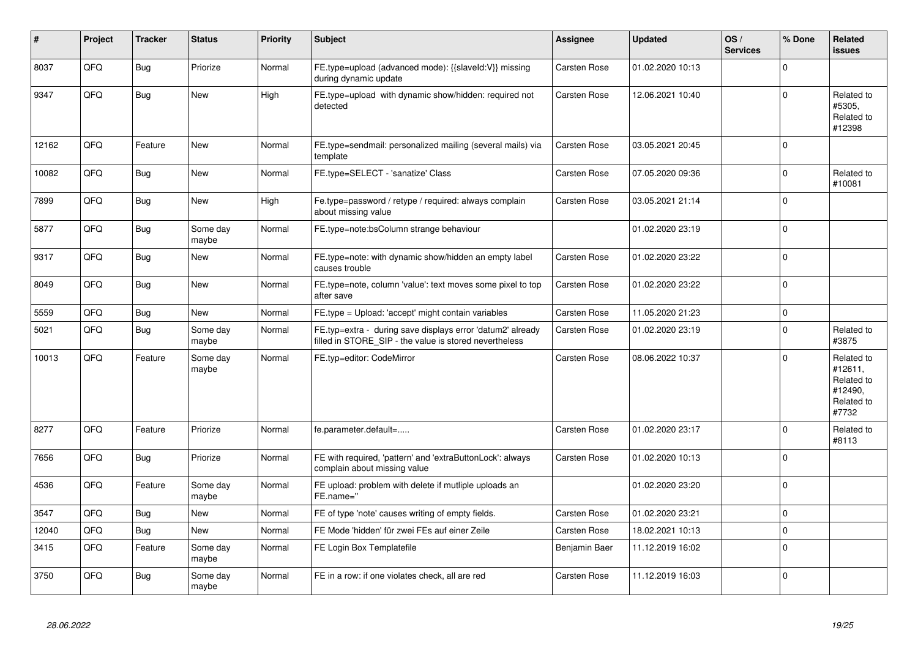| # | Project | Tracker | Status | Priority | Subject | Assignee | Updated | OS / Services | % Done | Related issues |
|---|---|---|---|---|---|---|---|---|---|---|
| 8037 | QFQ | Bug | Priorize | Normal | FE.type=upload (advanced mode): {{slaveId:V}} missing during dynamic update | Carsten Rose | 01.02.2020 10:13 | | 0 | |
| 9347 | QFQ | Bug | New | High | FE.type=upload with dynamic show/hidden: required not detected | Carsten Rose | 12.06.2021 10:40 | | 0 | Related to #5305, Related to #12398 |
| 12162 | QFQ | Feature | New | Normal | FE.type=sendmail: personalized mailing (several mails) via template | Carsten Rose | 03.05.2021 20:45 | | 0 | |
| 10082 | QFQ | Bug | New | Normal | FE.type=SELECT - 'sanatize' Class | Carsten Rose | 07.05.2020 09:36 | | 0 | Related to #10081 |
| 7899 | QFQ | Bug | New | High | Fe.type=password / retype / required: always complain about missing value | Carsten Rose | 03.05.2021 21:14 | | 0 | |
| 5877 | QFQ | Bug | Some day maybe | Normal | FE.type=note:bsColumn strange behaviour | | 01.02.2020 23:19 | | 0 | |
| 9317 | QFQ | Bug | New | Normal | FE.type=note: with dynamic show/hidden an empty label causes trouble | Carsten Rose | 01.02.2020 23:22 | | 0 | |
| 8049 | QFQ | Bug | New | Normal | FE.type=note, column 'value': text moves some pixel to top after save | Carsten Rose | 01.02.2020 23:22 | | 0 | |
| 5559 | QFQ | Bug | New | Normal | FE.type = Upload: 'accept' might contain variables | Carsten Rose | 11.05.2020 21:23 | | 0 | |
| 5021 | QFQ | Bug | Some day maybe | Normal | FE.typ=extra - during save displays error 'datum2' already filled in STORE_SIP - the value is stored nevertheless | Carsten Rose | 01.02.2020 23:19 | | 0 | Related to #3875 |
| 10013 | QFQ | Feature | Some day maybe | Normal | FE.typ=editor: CodeMirror | Carsten Rose | 08.06.2022 10:37 | | 0 | Related to #12611, Related to #12490, Related to #7732 |
| 8277 | QFQ | Feature | Priorize | Normal | fe.parameter.default=..... | Carsten Rose | 01.02.2020 23:17 | | 0 | Related to #8113 |
| 7656 | QFQ | Bug | Priorize | Normal | FE with required, 'pattern' and 'extraButtonLock': always complain about missing value | Carsten Rose | 01.02.2020 10:13 | | 0 | |
| 4536 | QFQ | Feature | Some day maybe | Normal | FE upload: problem with delete if mutliple uploads an FE.name=" | | 01.02.2020 23:20 | | 0 | |
| 3547 | QFQ | Bug | New | Normal | FE of type 'note' causes writing of empty fields. | Carsten Rose | 01.02.2020 23:21 | | 0 | |
| 12040 | QFQ | Bug | New | Normal | FE Mode 'hidden' für zwei FEs auf einer Zeile | Carsten Rose | 18.02.2021 10:13 | | 0 | |
| 3415 | QFQ | Feature | Some day maybe | Normal | FE Login Box Templatefile | Benjamin Baer | 11.12.2019 16:02 | | 0 | |
| 3750 | QFQ | Bug | Some day maybe | Normal | FE in a row: if one violates check, all are red | Carsten Rose | 11.12.2019 16:03 | | 0 | |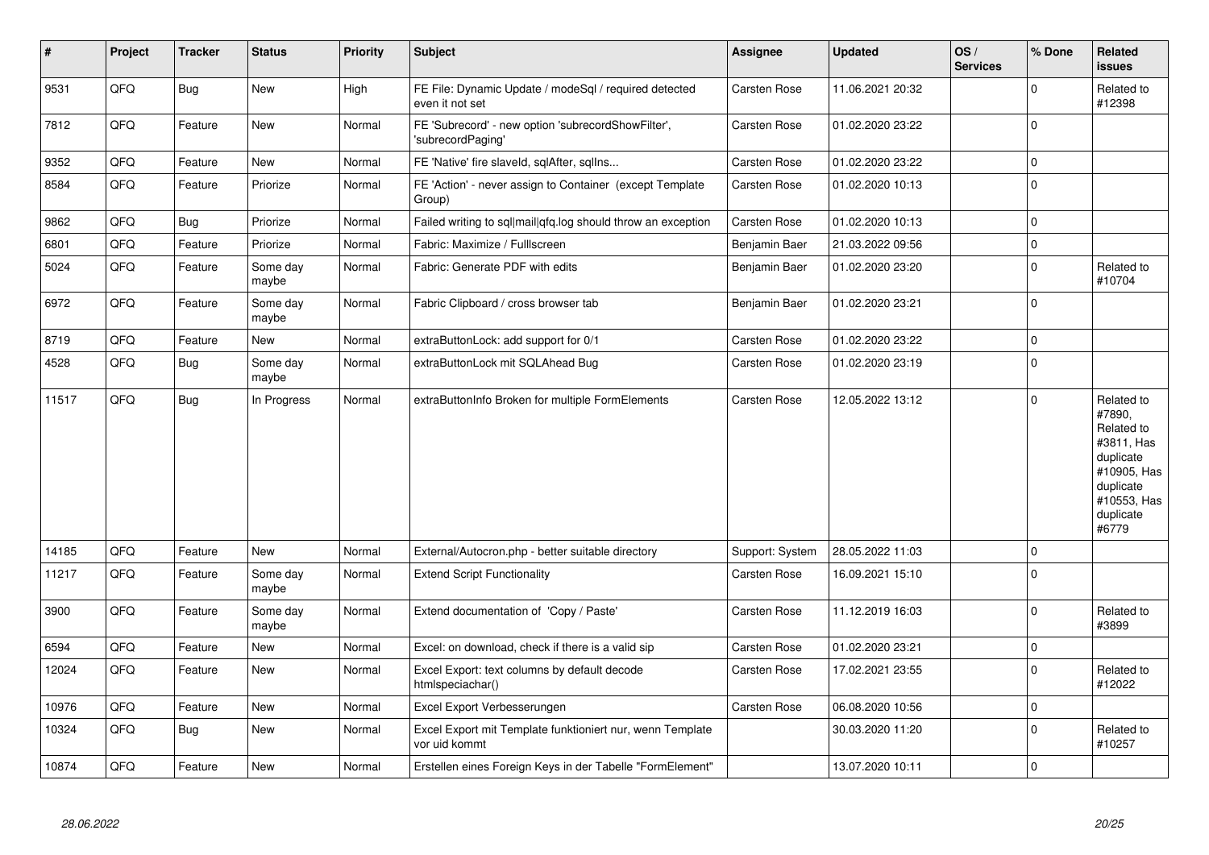| # | Project | Tracker | Status | Priority | Subject | Assignee | Updated | OS / Services | % Done | Related issues |
|---|---|---|---|---|---|---|---|---|---|---|
| 9531 | QFQ | Bug | New | High | FE File: Dynamic Update / modeSql / required detected even it not set | Carsten Rose | 11.06.2021 20:32 | | 0 | Related to #12398 |
| 7812 | QFQ | Feature | New | Normal | FE 'Subrecord' - new option 'subrecordShowFilter', 'subrecordPaging' | Carsten Rose | 01.02.2020 23:22 | | 0 | |
| 9352 | QFQ | Feature | New | Normal | FE 'Native' fire slaveId, sqlAfter, sqlIns... | Carsten Rose | 01.02.2020 23:22 | | 0 | |
| 8584 | QFQ | Feature | Priorize | Normal | FE 'Action' - never assign to Container (except Template Group) | Carsten Rose | 01.02.2020 10:13 | | 0 | |
| 9862 | QFQ | Bug | Priorize | Normal | Failed writing to sql\|mail\|qfq.log should throw an exception | Carsten Rose | 01.02.2020 10:13 | | 0 | |
| 6801 | QFQ | Feature | Priorize | Normal | Fabric: Maximize / Fulllscreen | Benjamin Baer | 21.03.2022 09:56 | | 0 | |
| 5024 | QFQ | Feature | Some day maybe | Normal | Fabric: Generate PDF with edits | Benjamin Baer | 01.02.2020 23:20 | | 0 | Related to #10704 |
| 6972 | QFQ | Feature | Some day maybe | Normal | Fabric Clipboard / cross browser tab | Benjamin Baer | 01.02.2020 23:21 | | 0 | |
| 8719 | QFQ | Feature | New | Normal | extraButtonLock: add support for 0/1 | Carsten Rose | 01.02.2020 23:22 | | 0 | |
| 4528 | QFQ | Bug | Some day maybe | Normal | extraButtonLock mit SQLAhead Bug | Carsten Rose | 01.02.2020 23:19 | | 0 | |
| 11517 | QFQ | Bug | In Progress | Normal | extraButtonInfo Broken for multiple FormElements | Carsten Rose | 12.05.2022 13:12 | | 0 | Related to #7890, Related to #3811, Has duplicate #10905, Has duplicate #10553, Has duplicate #6779 |
| 14185 | QFQ | Feature | New | Normal | External/Autocron.php - better suitable directory | Support: System | 28.05.2022 11:03 | | 0 | |
| 11217 | QFQ | Feature | Some day maybe | Normal | Extend Script Functionality | Carsten Rose | 16.09.2021 15:10 | | 0 | |
| 3900 | QFQ | Feature | Some day maybe | Normal | Extend documentation of 'Copy / Paste' | Carsten Rose | 11.12.2019 16:03 | | 0 | Related to #3899 |
| 6594 | QFQ | Feature | New | Normal | Excel: on download, check if there is a valid sip | Carsten Rose | 01.02.2020 23:21 | | 0 | |
| 12024 | QFQ | Feature | New | Normal | Excel Export: text columns by default decode htmlspeciachar() | Carsten Rose | 17.02.2021 23:55 | | 0 | Related to #12022 |
| 10976 | QFQ | Feature | New | Normal | Excel Export Verbesserungen | Carsten Rose | 06.08.2020 10:56 | | 0 | |
| 10324 | QFQ | Bug | New | Normal | Excel Export mit Template funktioniert nur, wenn Template vor uid kommt | | 30.03.2020 11:20 | | 0 | Related to #10257 |
| 10874 | QFQ | Feature | New | Normal | Erstellen eines Foreign Keys in der Tabelle "FormElement" | | 13.07.2020 10:11 | | 0 | |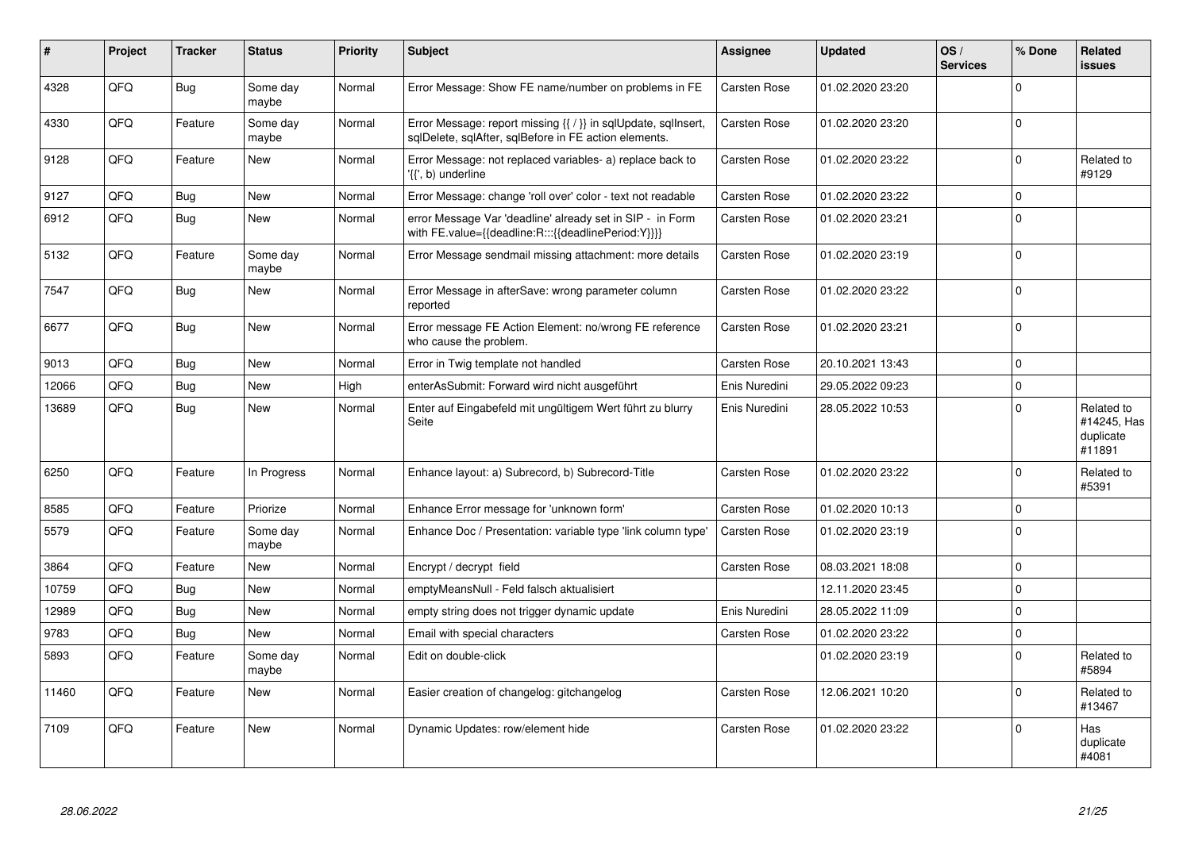| # | Project | Tracker | Status | Priority | Subject | Assignee | Updated | OS / Services | % Done | Related issues |
|---|---|---|---|---|---|---|---|---|---|---|
| 4328 | QFQ | Bug | Some day maybe | Normal | Error Message: Show FE name/number on problems in FE | Carsten Rose | 01.02.2020 23:20 | | 0 | |
| 4330 | QFQ | Feature | Some day maybe | Normal | Error Message: report missing {{ / }} in sqlUpdate, sqlInsert, sqlDelete, sqlAfter, sqlBefore in FE action elements. | Carsten Rose | 01.02.2020 23:20 | | 0 | |
| 9128 | QFQ | Feature | New | Normal | Error Message: not replaced variables- a) replace back to '{{', b) underline | Carsten Rose | 01.02.2020 23:22 | | 0 | Related to #9129 |
| 9127 | QFQ | Bug | New | Normal | Error Message: change 'roll over' color - text not readable | Carsten Rose | 01.02.2020 23:22 | | 0 | |
| 6912 | QFQ | Bug | New | Normal | error Message Var 'deadline' already set in SIP - in Form with FE.value={{deadline:R:::{{deadlinePeriod:Y}}}} | Carsten Rose | 01.02.2020 23:21 | | 0 | |
| 5132 | QFQ | Feature | Some day maybe | Normal | Error Message sendmail missing attachment: more details | Carsten Rose | 01.02.2020 23:19 | | 0 | |
| 7547 | QFQ | Bug | New | Normal | Error Message in afterSave: wrong parameter column reported | Carsten Rose | 01.02.2020 23:22 | | 0 | |
| 6677 | QFQ | Bug | New | Normal | Error message FE Action Element: no/wrong FE reference who cause the problem. | Carsten Rose | 01.02.2020 23:21 | | 0 | |
| 9013 | QFQ | Bug | New | Normal | Error in Twig template not handled | Carsten Rose | 20.10.2021 13:43 | | 0 | |
| 12066 | QFQ | Bug | New | High | enterAsSubmit: Forward wird nicht ausgeführt | Enis Nuredini | 29.05.2022 09:23 | | 0 | |
| 13689 | QFQ | Bug | New | Normal | Enter auf Eingabefeld mit ungültigem Wert führt zu blurry Seite | Enis Nuredini | 28.05.2022 10:53 | | 0 | Related to #14245, Has duplicate #11891 |
| 6250 | QFQ | Feature | In Progress | Normal | Enhance layout: a) Subrecord, b) Subrecord-Title | Carsten Rose | 01.02.2020 23:22 | | 0 | Related to #5391 |
| 8585 | QFQ | Feature | Priorize | Normal | Enhance Error message for 'unknown form' | Carsten Rose | 01.02.2020 10:13 | | 0 | |
| 5579 | QFQ | Feature | Some day maybe | Normal | Enhance Doc / Presentation: variable type 'link column type' | Carsten Rose | 01.02.2020 23:19 | | 0 | |
| 3864 | QFQ | Feature | New | Normal | Encrypt / decrypt field | Carsten Rose | 08.03.2021 18:08 | | 0 | |
| 10759 | QFQ | Bug | New | Normal | emptyMeansNull - Feld falsch aktualisiert | | 12.11.2020 23:45 | | 0 | |
| 12989 | QFQ | Bug | New | Normal | empty string does not trigger dynamic update | Enis Nuredini | 28.05.2022 11:09 | | 0 | |
| 9783 | QFQ | Bug | New | Normal | Email with special characters | Carsten Rose | 01.02.2020 23:22 | | 0 | |
| 5893 | QFQ | Feature | Some day maybe | Normal | Edit on double-click | | 01.02.2020 23:19 | | 0 | Related to #5894 |
| 11460 | QFQ | Feature | New | Normal | Easier creation of changelog: gitchangelog | Carsten Rose | 12.06.2021 10:20 | | 0 | Related to #13467 |
| 7109 | QFQ | Feature | New | Normal | Dynamic Updates: row/element hide | Carsten Rose | 01.02.2020 23:22 | | 0 | Has duplicate #4081 |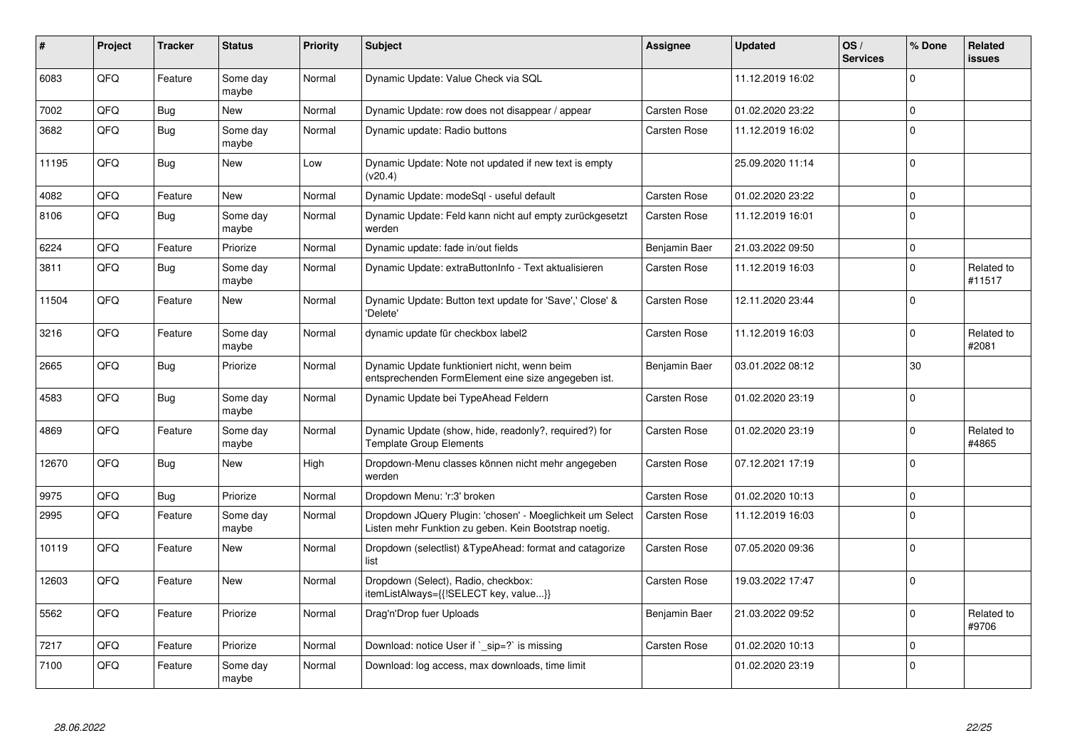| # | Project | Tracker | Status | Priority | Subject | Assignee | Updated | OS / Services | % Done | Related issues |
|---|---|---|---|---|---|---|---|---|---|---|
| 6083 | QFQ | Feature | Some day maybe | Normal | Dynamic Update: Value Check via SQL | | 11.12.2019 16:02 | | 0 | |
| 7002 | QFQ | Bug | New | Normal | Dynamic Update: row does not disappear / appear | Carsten Rose | 01.02.2020 23:22 | | 0 | |
| 3682 | QFQ | Bug | Some day maybe | Normal | Dynamic update: Radio buttons | Carsten Rose | 11.12.2019 16:02 | | 0 | |
| 11195 | QFQ | Bug | New | Low | Dynamic Update: Note not updated if new text is empty (v20.4) | | 25.09.2020 11:14 | | 0 | |
| 4082 | QFQ | Feature | New | Normal | Dynamic Update: modeSql - useful default | Carsten Rose | 01.02.2020 23:22 | | 0 | |
| 8106 | QFQ | Bug | Some day maybe | Normal | Dynamic Update: Feld kann nicht auf empty zurückgesetzt werden | Carsten Rose | 11.12.2019 16:01 | | 0 | |
| 6224 | QFQ | Feature | Priorize | Normal | Dynamic update: fade in/out fields | Benjamin Baer | 21.03.2022 09:50 | | 0 | |
| 3811 | QFQ | Bug | Some day maybe | Normal | Dynamic Update: extraButtonInfo - Text aktualisieren | Carsten Rose | 11.12.2019 16:03 | | 0 | Related to #11517 |
| 11504 | QFQ | Feature | New | Normal | Dynamic Update: Button text update for 'Save',' Close' & 'Delete' | Carsten Rose | 12.11.2020 23:44 | | 0 | |
| 3216 | QFQ | Feature | Some day maybe | Normal | dynamic update für checkbox label2 | Carsten Rose | 11.12.2019 16:03 | | 0 | Related to #2081 |
| 2665 | QFQ | Bug | Priorize | Normal | Dynamic Update funktioniert nicht, wenn beim entsprechenden FormElement eine size angegeben ist. | Benjamin Baer | 03.01.2022 08:12 | | 30 | |
| 4583 | QFQ | Bug | Some day maybe | Normal | Dynamic Update bei TypeAhead Feldern | Carsten Rose | 01.02.2020 23:19 | | 0 | |
| 4869 | QFQ | Feature | Some day maybe | Normal | Dynamic Update (show, hide, readonly?, required?) for Template Group Elements | Carsten Rose | 01.02.2020 23:19 | | 0 | Related to #4865 |
| 12670 | QFQ | Bug | New | High | Dropdown-Menu classes können nicht mehr angegeben werden | Carsten Rose | 07.12.2021 17:19 | | 0 | |
| 9975 | QFQ | Bug | Priorize | Normal | Dropdown Menu: 'r:3' broken | Carsten Rose | 01.02.2020 10:13 | | 0 | |
| 2995 | QFQ | Feature | Some day maybe | Normal | Dropdown JQuery Plugin: 'chosen' - Moeglichkeit um Select Listen mehr Funktion zu geben. Kein Bootstrap noetig. | Carsten Rose | 11.12.2019 16:03 | | 0 | |
| 10119 | QFQ | Feature | New | Normal | Dropdown (selectlist) &TypeAhead: format and catagorize list | Carsten Rose | 07.05.2020 09:36 | | 0 | |
| 12603 | QFQ | Feature | New | Normal | Dropdown (Select), Radio, checkbox: itemListAlways={{!SELECT key, value...}} | Carsten Rose | 19.03.2022 17:47 | | 0 | |
| 5562 | QFQ | Feature | Priorize | Normal | Drag'n'Drop fuer Uploads | Benjamin Baer | 21.03.2022 09:52 | | 0 | Related to #9706 |
| 7217 | QFQ | Feature | Priorize | Normal | Download: notice User if `_sip=?` is missing | Carsten Rose | 01.02.2020 10:13 | | 0 | |
| 7100 | QFQ | Feature | Some day maybe | Normal | Download: log access, max downloads, time limit | | 01.02.2020 23:19 | | 0 | |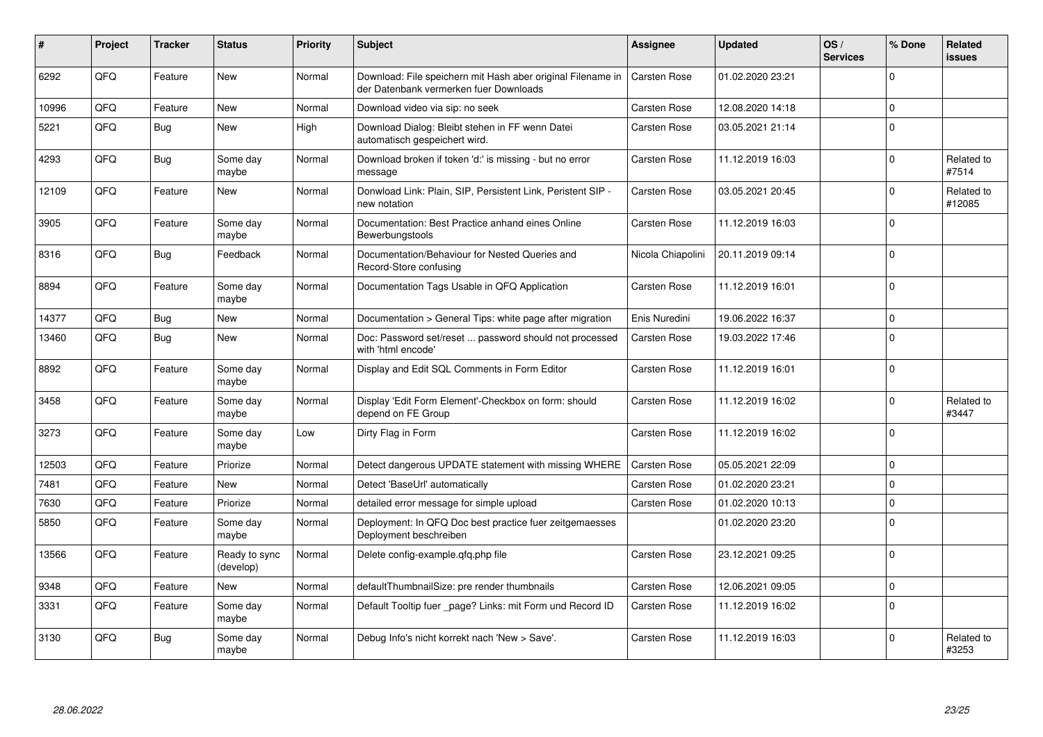| # | Project | Tracker | Status | Priority | Subject | Assignee | Updated | OS / Services | % Done | Related issues |
|---|---|---|---|---|---|---|---|---|---|---|
| 6292 | QFQ | Feature | New | Normal | Download: File speichern mit Hash aber original Filename in der Datenbank vermerken fuer Downloads | Carsten Rose | 01.02.2020 23:21 | | 0 | |
| 10996 | QFQ | Feature | New | Normal | Download video via sip: no seek | Carsten Rose | 12.08.2020 14:18 | | 0 | |
| 5221 | QFQ | Bug | New | High | Download Dialog: Bleibt stehen in FF wenn Datei automatisch gespeichert wird. | Carsten Rose | 03.05.2021 21:14 | | 0 | |
| 4293 | QFQ | Bug | Some day maybe | Normal | Download broken if token 'd:' is missing - but no error message | Carsten Rose | 11.12.2019 16:03 | | 0 | Related to #7514 |
| 12109 | QFQ | Feature | New | Normal | Donwload Link: Plain, SIP, Persistent Link, Peristent SIP - new notation | Carsten Rose | 03.05.2021 20:45 | | 0 | Related to #12085 |
| 3905 | QFQ | Feature | Some day maybe | Normal | Documentation: Best Practice anhand eines Online Bewerbungstools | Carsten Rose | 11.12.2019 16:03 | | 0 | |
| 8316 | QFQ | Bug | Feedback | Normal | Documentation/Behaviour for Nested Queries and Record-Store confusing | Nicola Chiapolini | 20.11.2019 09:14 | | 0 | |
| 8894 | QFQ | Feature | Some day maybe | Normal | Documentation Tags Usable in QFQ Application | Carsten Rose | 11.12.2019 16:01 | | 0 | |
| 14377 | QFQ | Bug | New | Normal | Documentation > General Tips: white page after migration | Enis Nuredini | 19.06.2022 16:37 | | 0 | |
| 13460 | QFQ | Bug | New | Normal | Doc: Password set/reset ... password should not processed with 'html encode' | Carsten Rose | 19.03.2022 17:46 | | 0 | |
| 8892 | QFQ | Feature | Some day maybe | Normal | Display and Edit SQL Comments in Form Editor | Carsten Rose | 11.12.2019 16:01 | | 0 | |
| 3458 | QFQ | Feature | Some day maybe | Normal | Display 'Edit Form Element'-Checkbox on form: should depend on FE Group | Carsten Rose | 11.12.2019 16:02 | | 0 | Related to #3447 |
| 3273 | QFQ | Feature | Some day maybe | Low | Dirty Flag in Form | Carsten Rose | 11.12.2019 16:02 | | 0 | |
| 12503 | QFQ | Feature | Priorize | Normal | Detect dangerous UPDATE statement with missing WHERE | Carsten Rose | 05.05.2021 22:09 | | 0 | |
| 7481 | QFQ | Feature | New | Normal | Detect 'BaseUrl' automatically | Carsten Rose | 01.02.2020 23:21 | | 0 | |
| 7630 | QFQ | Feature | Priorize | Normal | detailed error message for simple upload | Carsten Rose | 01.02.2020 10:13 | | 0 | |
| 5850 | QFQ | Feature | Some day maybe | Normal | Deployment: In QFQ Doc best practice fuer zeitgemaesses Deployment beschreiben | | 01.02.2020 23:20 | | 0 | |
| 13566 | QFQ | Feature | Ready to sync (develop) | Normal | Delete config-example.qfq.php file | Carsten Rose | 23.12.2021 09:25 | | 0 | |
| 9348 | QFQ | Feature | New | Normal | defaultThumbnailSize: pre render thumbnails | Carsten Rose | 12.06.2021 09:05 | | 0 | |
| 3331 | QFQ | Feature | Some day maybe | Normal | Default Tooltip fuer _page? Links: mit Form und Record ID | Carsten Rose | 11.12.2019 16:02 | | 0 | |
| 3130 | QFQ | Bug | Some day maybe | Normal | Debug Info's nicht korrekt nach 'New > Save'. | Carsten Rose | 11.12.2019 16:03 | | 0 | Related to #3253 |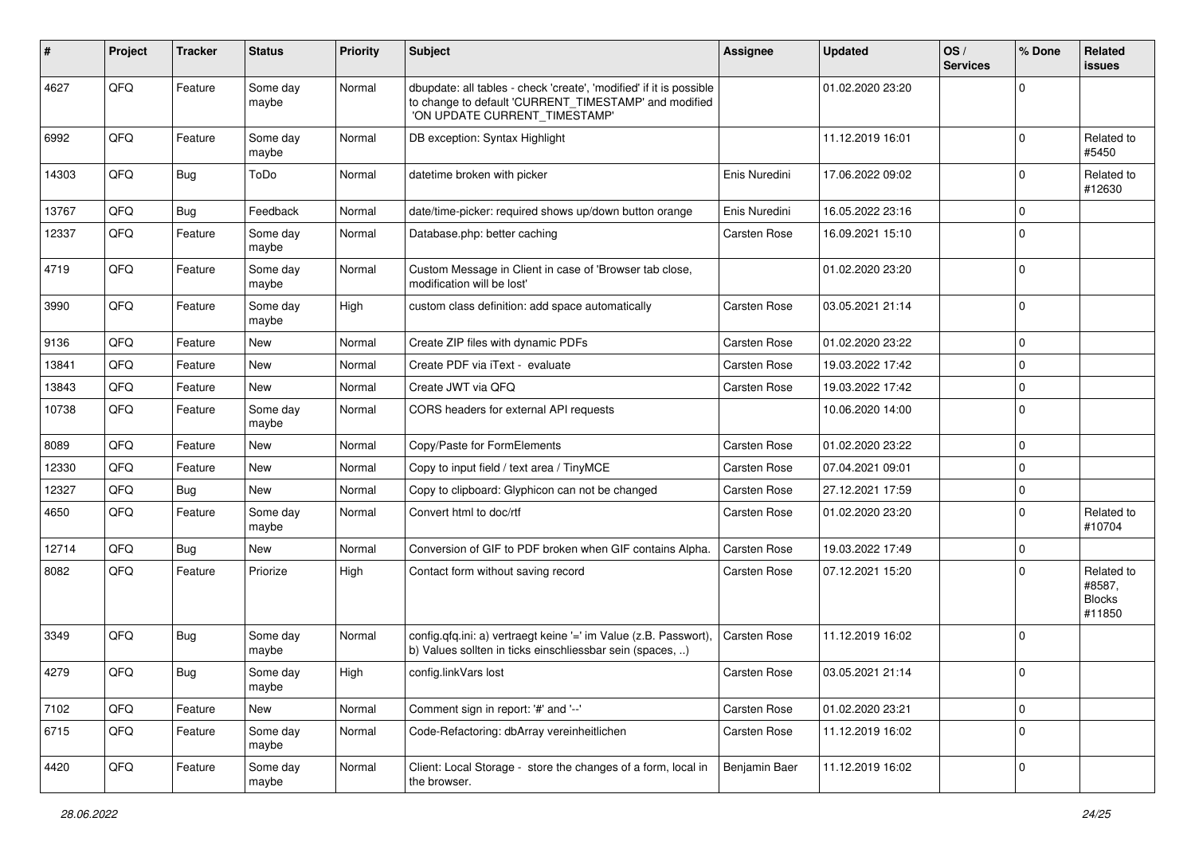| # | Project | Tracker | Status | Priority | Subject | Assignee | Updated | OS / Services | % Done | Related issues |
|---|---|---|---|---|---|---|---|---|---|---|
| 4627 | QFQ | Feature | Some day maybe | Normal | dbupdate: all tables - check 'create', 'modified' if it is possible to change to default 'CURRENT_TIMESTAMP' and modified 'ON UPDATE CURRENT_TIMESTAMP' | | 01.02.2020 23:20 | | 0 | |
| 6992 | QFQ | Feature | Some day maybe | Normal | DB exception: Syntax Highlight | | 11.12.2019 16:01 | | 0 | Related to #5450 |
| 14303 | QFQ | Bug | ToDo | Normal | datetime broken with picker | Enis Nuredini | 17.06.2022 09:02 | | 0 | Related to #12630 |
| 13767 | QFQ | Bug | Feedback | Normal | date/time-picker: required shows up/down button orange | Enis Nuredini | 16.05.2022 23:16 | | 0 | |
| 12337 | QFQ | Feature | Some day maybe | Normal | Database.php: better caching | Carsten Rose | 16.09.2021 15:10 | | 0 | |
| 4719 | QFQ | Feature | Some day maybe | Normal | Custom Message in Client in case of 'Browser tab close, modification will be lost' | | 01.02.2020 23:20 | | 0 | |
| 3990 | QFQ | Feature | Some day maybe | High | custom class definition: add space automatically | Carsten Rose | 03.05.2021 21:14 | | 0 | |
| 9136 | QFQ | Feature | New | Normal | Create ZIP files with dynamic PDFs | Carsten Rose | 01.02.2020 23:22 | | 0 | |
| 13841 | QFQ | Feature | New | Normal | Create PDF via iText - evaluate | Carsten Rose | 19.03.2022 17:42 | | 0 | |
| 13843 | QFQ | Feature | New | Normal | Create JWT via QFQ | Carsten Rose | 19.03.2022 17:42 | | 0 | |
| 10738 | QFQ | Feature | Some day maybe | Normal | CORS headers for external API requests | | 10.06.2020 14:00 | | 0 | |
| 8089 | QFQ | Feature | New | Normal | Copy/Paste for FormElements | Carsten Rose | 01.02.2020 23:22 | | 0 | |
| 12330 | QFQ | Feature | New | Normal | Copy to input field / text area / TinyMCE | Carsten Rose | 07.04.2021 09:01 | | 0 | |
| 12327 | QFQ | Bug | New | Normal | Copy to clipboard: Glyphicon can not be changed | Carsten Rose | 27.12.2021 17:59 | | 0 | |
| 4650 | QFQ | Feature | Some day maybe | Normal | Convert html to doc/rtf | Carsten Rose | 01.02.2020 23:20 | | 0 | Related to #10704 |
| 12714 | QFQ | Bug | New | Normal | Conversion of GIF to PDF broken when GIF contains Alpha. | Carsten Rose | 19.03.2022 17:49 | | 0 | |
| 8082 | QFQ | Feature | Priorize | High | Contact form without saving record | Carsten Rose | 07.12.2021 15:20 | | 0 | Related to #8587, Blocks #11850 |
| 3349 | QFQ | Bug | Some day maybe | Normal | config.qfq.ini: a) vertraegt keine '=' im Value (z.B. Passwort), b) Values sollten in ticks einschliessbar sein (spaces, ..) | Carsten Rose | 11.12.2019 16:02 | | 0 | |
| 4279 | QFQ | Bug | Some day maybe | High | config.linkVars lost | Carsten Rose | 03.05.2021 21:14 | | 0 | |
| 7102 | QFQ | Feature | New | Normal | Comment sign in report: '#' and '--' | Carsten Rose | 01.02.2020 23:21 | | 0 | |
| 6715 | QFQ | Feature | Some day maybe | Normal | Code-Refactoring: dbArray vereinheitlichen | Carsten Rose | 11.12.2019 16:02 | | 0 | |
| 4420 | QFQ | Feature | Some day maybe | Normal | Client: Local Storage - store the changes of a form, local in the browser. | Benjamin Baer | 11.12.2019 16:02 | | 0 | |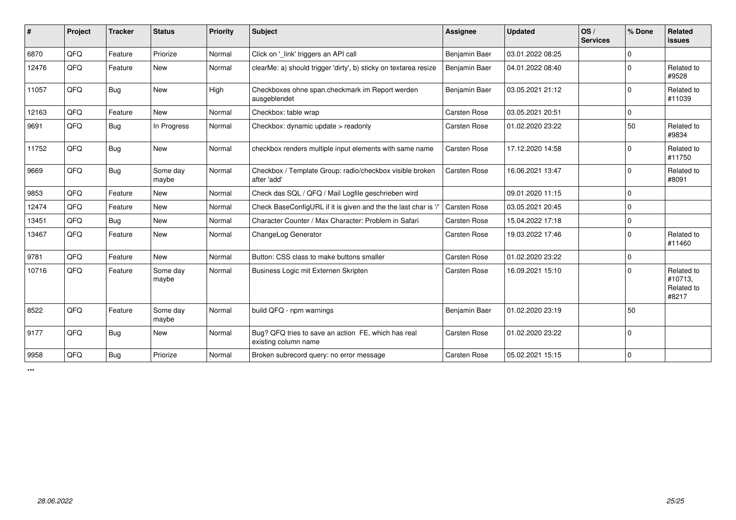| # | Project | Tracker | Status | Priority | Subject | Assignee | Updated | OS / Services | % Done | Related issues |
|---|---|---|---|---|---|---|---|---|---|---|
| 6870 | QFQ | Feature | Priorize | Normal | Click on '_link' triggers an API call | Benjamin Baer | 03.01.2022 08:25 | | 0 | |
| 12476 | QFQ | Feature | New | Normal | clearMe: a) should trigger 'dirty', b) sticky on textarea resize | Benjamin Baer | 04.01.2022 08:40 | | 0 | Related to #9528 |
| 11057 | QFQ | Bug | New | High | Checkboxes ohne span.checkmark im Report werden ausgeblendet | Benjamin Baer | 03.05.2021 21:12 | | 0 | Related to #11039 |
| 12163 | QFQ | Feature | New | Normal | Checkbox: table wrap | Carsten Rose | 03.05.2021 20:51 | | 0 | |
| 9691 | QFQ | Bug | In Progress | Normal | Checkbox: dynamic update > readonly | Carsten Rose | 01.02.2020 23:22 | | 50 | Related to #9834 |
| 11752 | QFQ | Bug | New | Normal | checkbox renders multiple input elements with same name | Carsten Rose | 17.12.2020 14:58 | | 0 | Related to #11750 |
| 9669 | QFQ | Bug | Some day maybe | Normal | Checkbox / Template Group: radio/checkbox visible broken after 'add' | Carsten Rose | 16.06.2021 13:47 | | 0 | Related to #8091 |
| 9853 | QFQ | Feature | New | Normal | Check das SQL / QFQ / Mail Logfile geschrieben wird | | 09.01.2020 11:15 | | 0 | |
| 12474 | QFQ | Feature | New | Normal | Check BaseConfigURL if it is given and the the last char is '/' | Carsten Rose | 03.05.2021 20:45 | | 0 | |
| 13451 | QFQ | Bug | New | Normal | Character Counter / Max Character: Problem in Safari | Carsten Rose | 15.04.2022 17:18 | | 0 | |
| 13467 | QFQ | Feature | New | Normal | ChangeLog Generator | Carsten Rose | 19.03.2022 17:46 | | 0 | Related to #11460 |
| 9781 | QFQ | Feature | New | Normal | Button: CSS class to make buttons smaller | Carsten Rose | 01.02.2020 23:22 | | 0 | |
| 10716 | QFQ | Feature | Some day maybe | Normal | Business Logic mit Externen Skripten | Carsten Rose | 16.09.2021 15:10 | | 0 | Related to #10713, Related to #8217 |
| 8522 | QFQ | Feature | Some day maybe | Normal | build QFQ - npm warnings | Benjamin Baer | 01.02.2020 23:19 | | 50 | |
| 9177 | QFQ | Bug | New | Normal | Bug? QFQ tries to save an action FE, which has real existing column name | Carsten Rose | 01.02.2020 23:22 | | 0 | |
| 9958 | QFQ | Bug | Priorize | Normal | Broken subrecord query: no error message | Carsten Rose | 05.02.2021 15:15 | | 0 | |

...